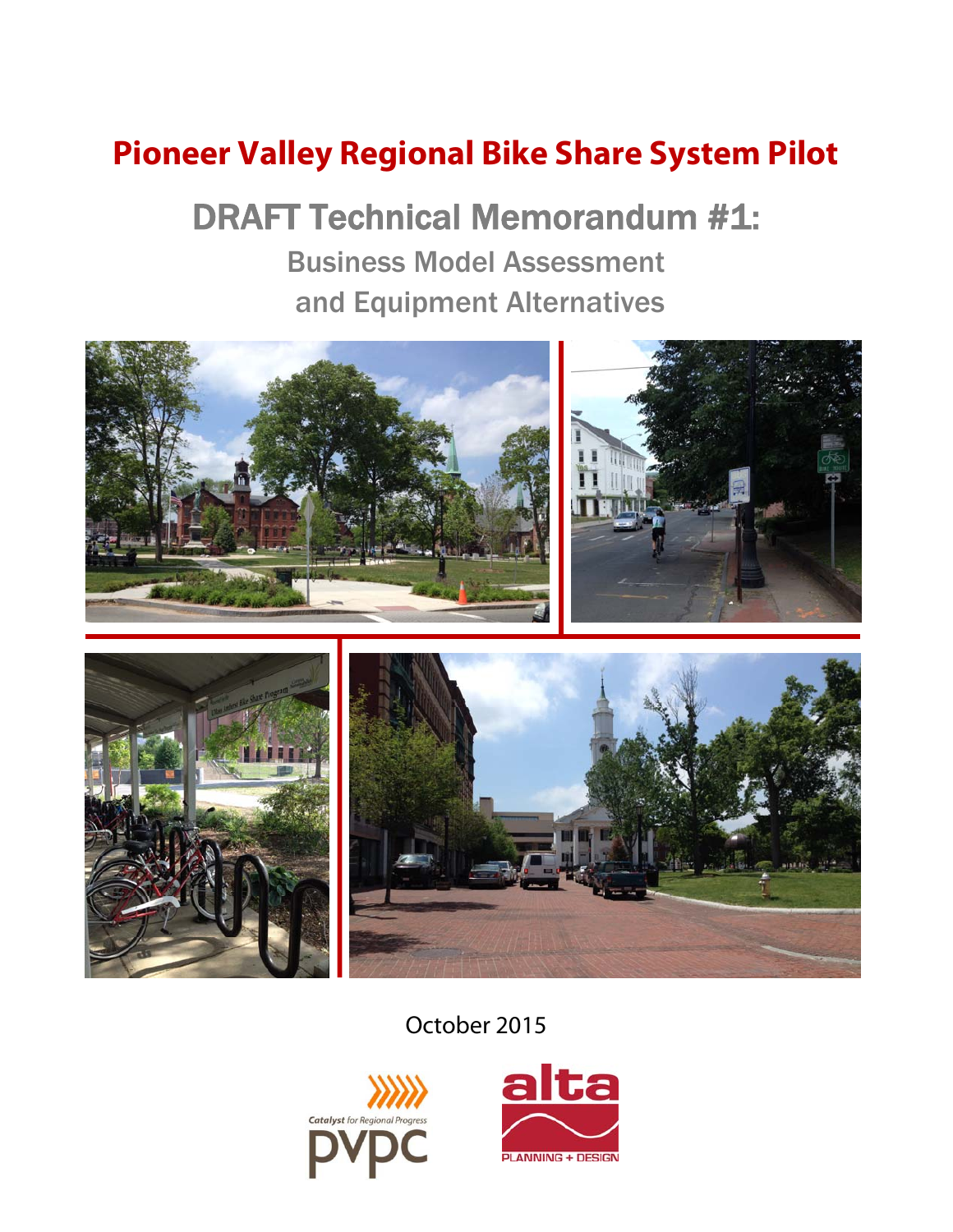# Pioneer Valley Regional Bike Share System Pilot

## DRAFT Technical Memorandum #1:

### Business Model Assessment and Equipment Alternatives

October 2015

Catalyst for Regional Progress
pvpc

alta
PLANNING + DESIGN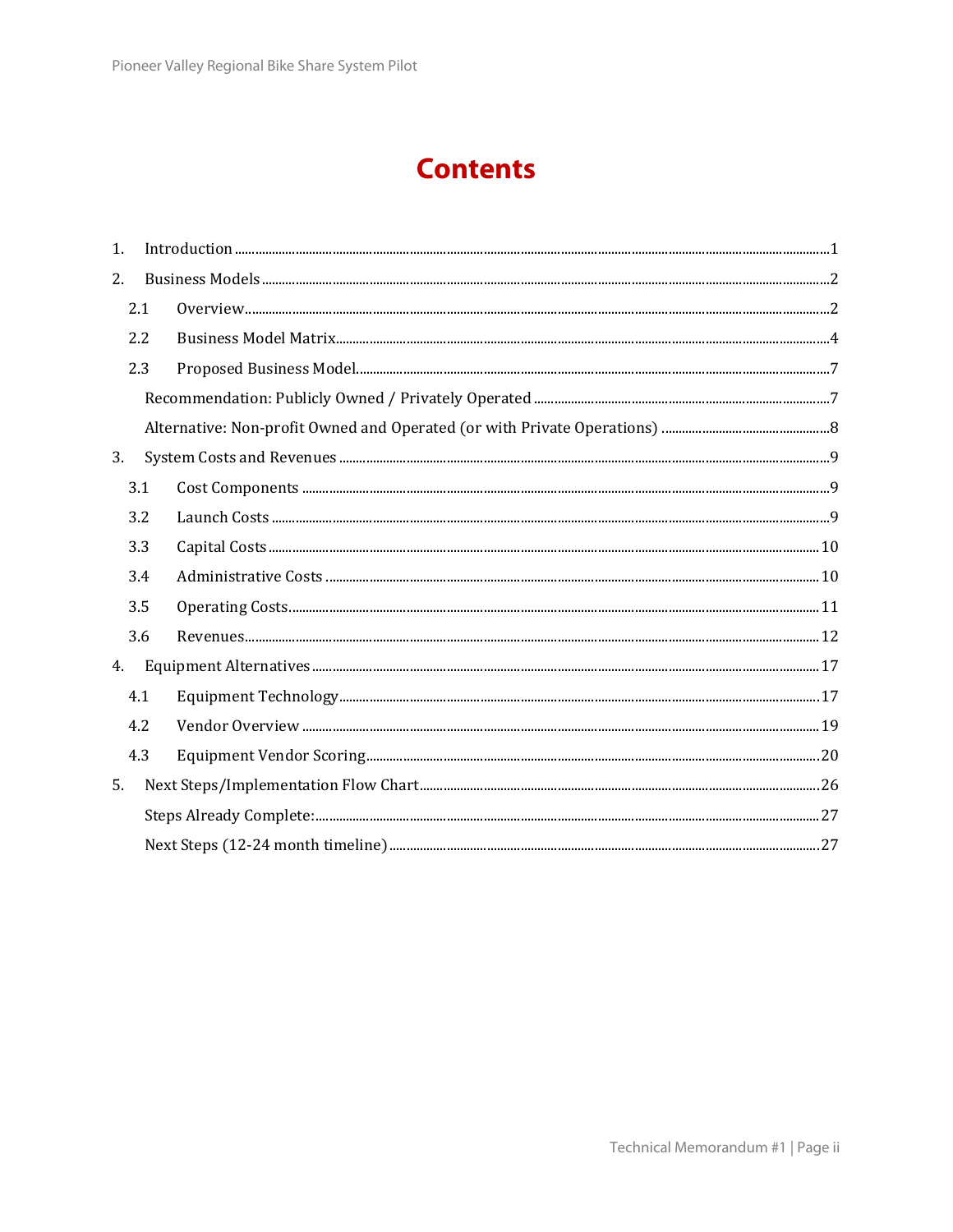# Contents

1. Introduction ... 1
2. Business Models ... 2
   - 2.1 Overview ... 2
   - 2.2 Business Model Matrix ... 4
   - 2.3 Proposed Business Model ... 7
     - Recommendation: Publicly Owned / Privately Operated ... 7
     - Alternative: Non-profit Owned and Operated (or with Private Operations) ... 8
3. System Costs and Revenues ... 9
   - 3.1 Cost Components ... 9
   - 3.2 Launch Costs ... 9
   - 3.3 Capital Costs ... 10
   - 3.4 Administrative Costs ... 10
   - 3.5 Operating Costs ... 11
   - 3.6 Revenues ... 12
4. Equipment Alternatives ... 17
   - 4.1 Equipment Technology ... 17
   - 4.2 Vendor Overview ... 19
   - 4.3 Equipment Vendor Scoring ... 20
5. Next Steps/Implementation Flow Chart ... 26
   - Steps Already Complete: ... 27
   - Next Steps (12-24 month timeline) ... 27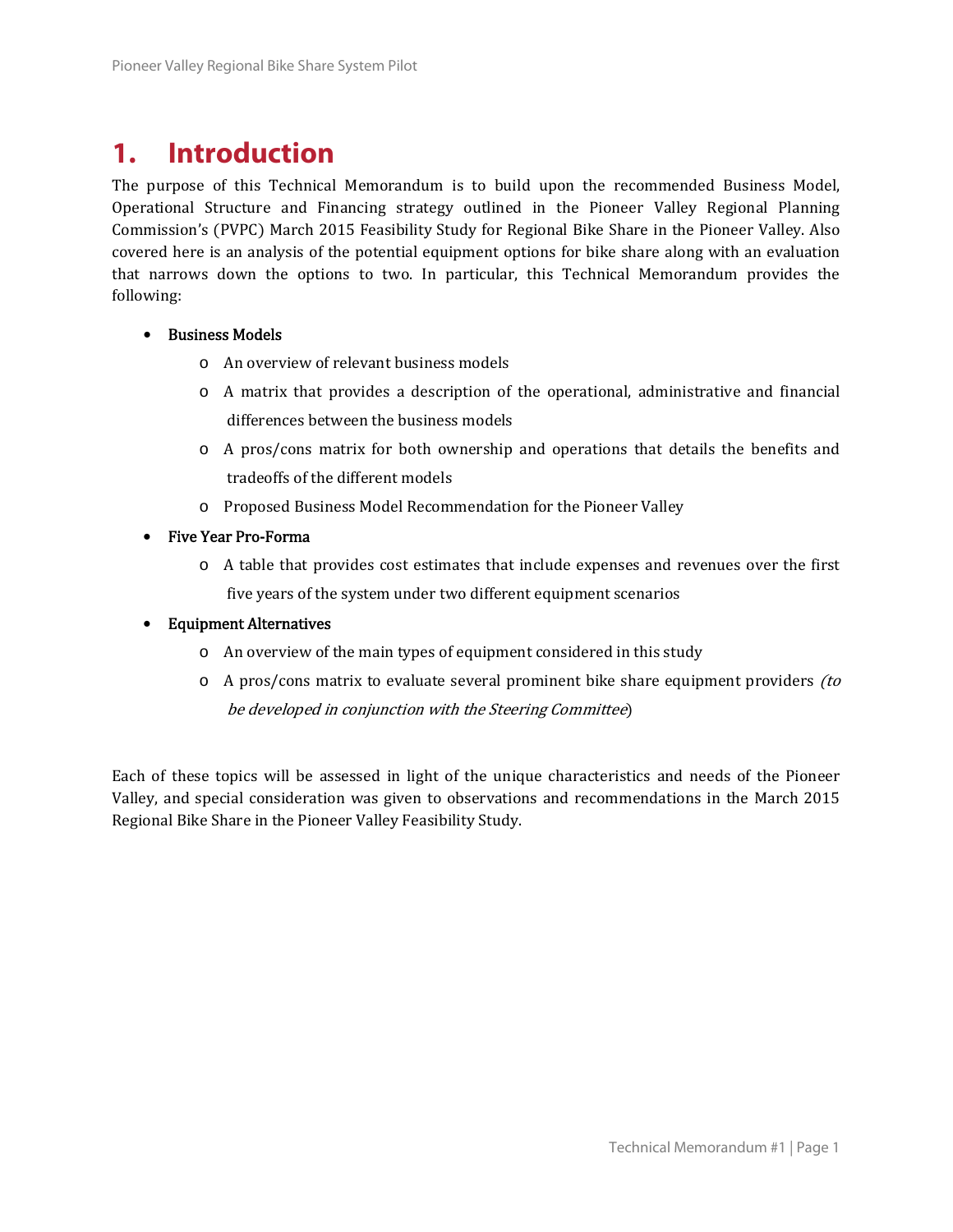# 1. Introduction

The purpose of this Technical Memorandum is to build upon the recommended Business Model, Operational Structure and Financing strategy outlined in the Pioneer Valley Regional Planning Commission's (PVPC) March 2015 Feasibility Study for Regional Bike Share in the Pioneer Valley. Also covered here is an analysis of the potential equipment options for bike share along with an evaluation that narrows down the options to two. In particular, this Technical Memorandum provides the following:

- Business Models
  - An overview of relevant business models
  - A matrix that provides a description of the operational, administrative and financial differences between the business models
  - A pros/cons matrix for both ownership and operations that details the benefits and tradeoffs of the different models
  - Proposed Business Model Recommendation for the Pioneer Valley
- Five Year Pro-Forma
  - A table that provides cost estimates that include expenses and revenues over the first five years of the system under two different equipment scenarios
- Equipment Alternatives
  - An overview of the main types of equipment considered in this study
  - A pros/cons matrix to evaluate several prominent bike share equipment providers *(to be developed in conjunction with the Steering Committee*)

Each of these topics will be assessed in light of the unique characteristics and needs of the Pioneer Valley, and special consideration was given to observations and recommendations in the March 2015 Regional Bike Share in the Pioneer Valley Feasibility Study.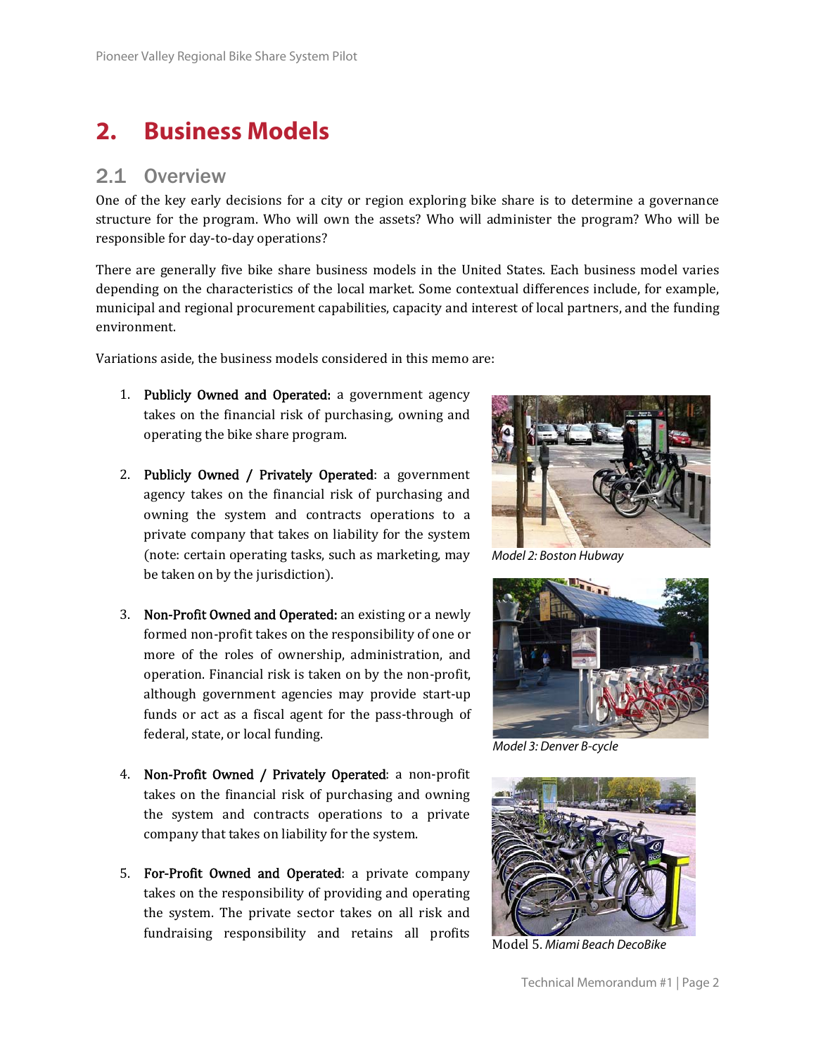# 2. Business Models

## 2.1 Overview

One of the key early decisions for a city or region exploring bike share is to determine a governance structure for the program. Who will own the assets? Who will administer the program? Who will be responsible for day-to-day operations?

There are generally five bike share business models in the United States. Each business model varies depending on the characteristics of the local market. Some contextual differences include, for example, municipal and regional procurement capabilities, capacity and interest of local partners, and the funding environment.

Variations aside, the business models considered in this memo are:

1. **Publicly Owned and Operated:** a government agency takes on the financial risk of purchasing, owning and operating the bike share program.

2. **Publicly Owned / Privately Operated**: a government agency takes on the financial risk of purchasing and owning the system and contracts operations to a private company that takes on liability for the system (note: certain operating tasks, such as marketing, may be taken on by the jurisdiction).

3. **Non-Profit Owned and Operated:** an existing or a newly formed non-profit takes on the responsibility of one or more of the roles of ownership, administration, and operation. Financial risk is taken on by the non-profit, although government agencies may provide start-up funds or act as a fiscal agent for the pass-through of federal, state, or local funding.

4. **Non-Profit Owned / Privately Operated**: a non-profit takes on the financial risk of purchasing and owning the system and contracts operations to a private company that takes on liability for the system.

5. **For-Profit Owned and Operated**: a private company takes on the responsibility of providing and operating the system. The private sector takes on all risk and fundraising responsibility and retains all profits

*Model 2: Boston Hubway*

*Model 3: Denver B-cycle*

Model 5. *Miami Beach DecoBike*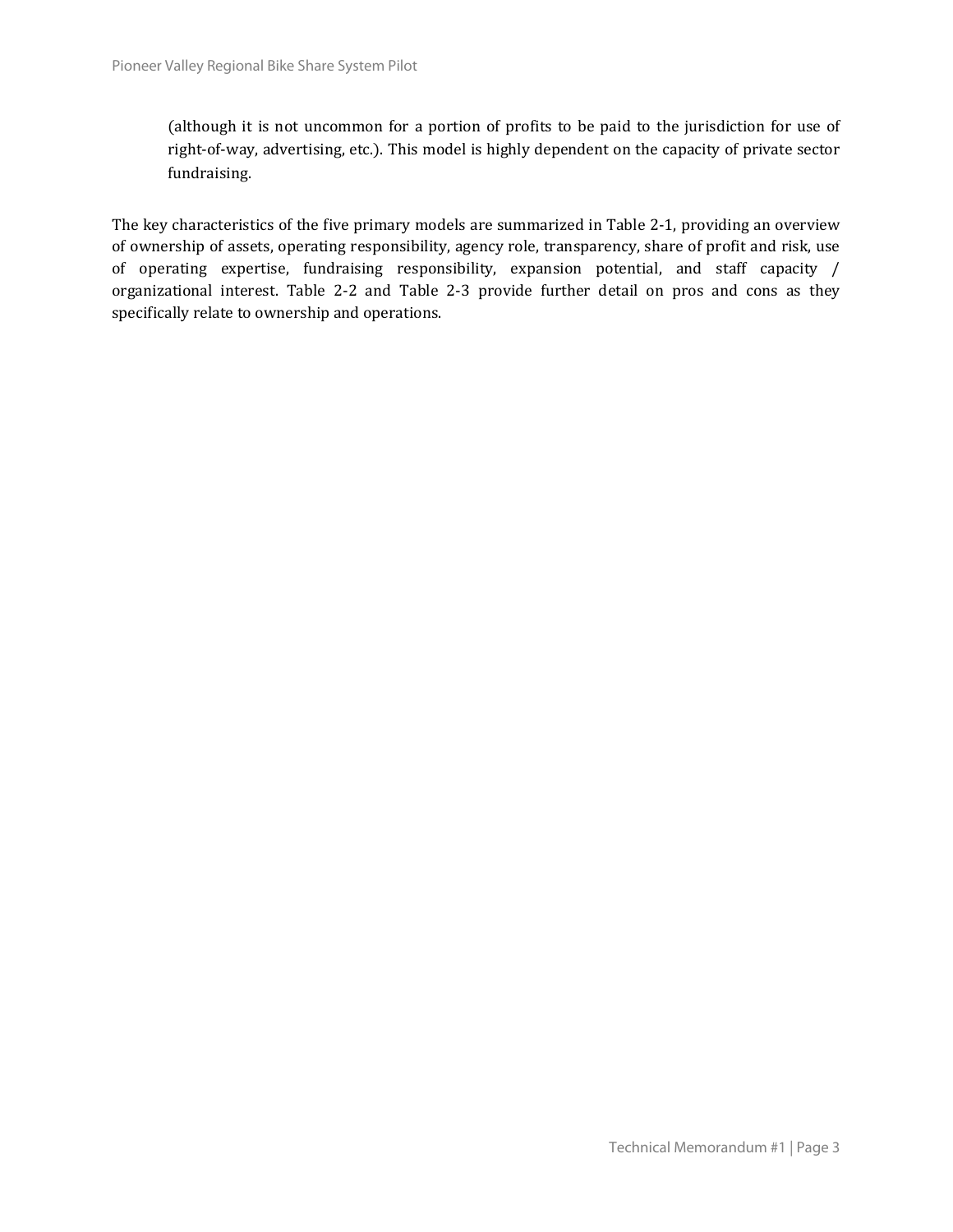(although it is not uncommon for a portion of profits to be paid to the jurisdiction for use of right-of-way, advertising, etc.). This model is highly dependent on the capacity of private sector fundraising.

The key characteristics of the five primary models are summarized in Table 2-1, providing an overview of ownership of assets, operating responsibility, agency role, transparency, share of profit and risk, use of operating expertise, fundraising responsibility, expansion potential, and staff capacity / organizational interest. Table 2-2 and Table 2-3 provide further detail on pros and cons as they specifically relate to ownership and operations.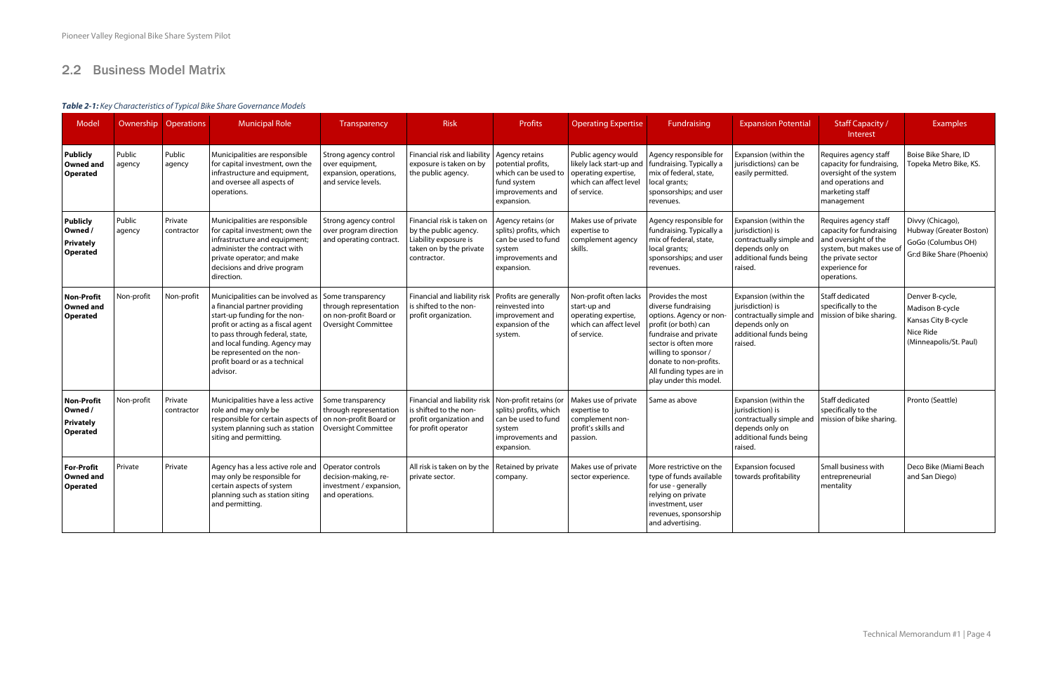## 2.2 Business Model Matrix

***Table 2-1:*** *Key Characteristics of Typical Bike Share Governance Models*

| Model | Ownership | Operations | Municipal Role | Transparency | Risk | Profits | Operating Expertise | Fundraising | Expansion Potential | Staff Capacity / Interest | Examples |
|---|---|---|---|---|---|---|---|---|---|---|---|
| **Publicly Owned and Operated** | Public agency | Public agency | Municipalities are responsible for capital investment, own the infrastructure and equipment, and oversee all aspects of operations. | Strong agency control over equipment, expansion, operations, and service levels. | Financial risk and liability exposure is taken on by the public agency. | Agency retains potential profits, which can be used to fund system improvements and expansion. | Public agency would likely lack start-up and operating expertise, which can affect level of service. | Agency responsible for fundraising. Typically a mix of federal, state, local grants; sponsorships; and user revenues. | Expansion (within the jurisdictions) can be easily permitted. | Requires agency staff capacity for fundraising, oversight of the system and operations and marketing staff management | Boise Bike Share, ID Topeka Metro Bike, KS. |
| **Publicly Owned / Privately Operated** | Public agency | Private contractor | Municipalities are responsible for capital investment; own the infrastructure and equipment; administer the contract with private operator; and make decisions and drive program direction. | Strong agency control over program direction and operating contract. | Financial risk is taken on by the public agency. Liability exposure is taken on by the private contractor. | Agency retains (or splits) profits, which can be used to fund system improvements and expansion. | Makes use of private expertise to complement agency skills. | Agency responsible for fundraising. Typically a mix of federal, state, local grants; sponsorships; and user revenues. | Expansion (within the jurisdiction) is contractually simple and depends only on additional funds being raised. | Requires agency staff capacity for fundraising and oversight of the system, but makes use of the private sector experience for operations. | Divvy (Chicago), Hubway (Greater Boston) GoGo (Columbus OH) Gr:d Bike Share (Phoenix) |
| **Non-Profit Owned and Operated** | Non-profit | Non-profit | Municipalities can be involved as a financial partner providing start-up funding for the non-profit or acting as a fiscal agent to pass through federal, state, and local funding. Agency may be represented on the non-profit board or as a technical advisor. | Some transparency through representation on non-profit Board or Oversight Committee | Financial and liability risk is shifted to the non-profit organization. | Profits are generally reinvested into improvement and expansion of the system. | Non-profit often lacks start-up and operating expertise, which can affect level of service. | Provides the most diverse fundraising options. Agency or non-profit (or both) can fundraise and private sector is often more willing to sponsor / donate to non-profits. All funding types are in play under this model. | Expansion (within the jurisdiction) is contractually simple and depends only on additional funds being raised. | Staff dedicated specifically to the mission of bike sharing. | Denver B-cycle, Madison B-cycle Kansas City B-cycle Nice Ride (Minneapolis/St. Paul) |
| **Non-Profit Owned / Privately Operated** | Non-profit | Private contractor | Municipalities have a less active role and may only be responsible for certain aspects of system planning such as station siting and permitting. | Some transparency through representation on non-profit Board or Oversight Committee | Financial and liability risk is shifted to the non-profit organization and for profit operator | Non-profit retains (or splits) profits, which can be used to fund system improvements and expansion. | Makes use of private expertise to complement non-profit's skills and passion. | Same as above | Expansion (within the jurisdiction) is contractually simple and depends only on additional funds being raised. | Staff dedicated specifically to the mission of bike sharing. | Pronto (Seattle) |
| **For-Profit Owned and Operated** | Private | Private | Agency has a less active role and may only be responsible for certain aspects of system planning such as station siting and permitting. | Operator controls decision-making, re-investment / expansion, and operations. | All risk is taken on by the private sector. | Retained by private company. | Makes use of private sector experience. | More restrictive on the type of funds available for use - generally relying on private investment, user revenues, sponsorship and advertising. | Expansion focused towards profitability | Small business with entrepreneurial mentality | Deco Bike (Miami Beach and San Diego) |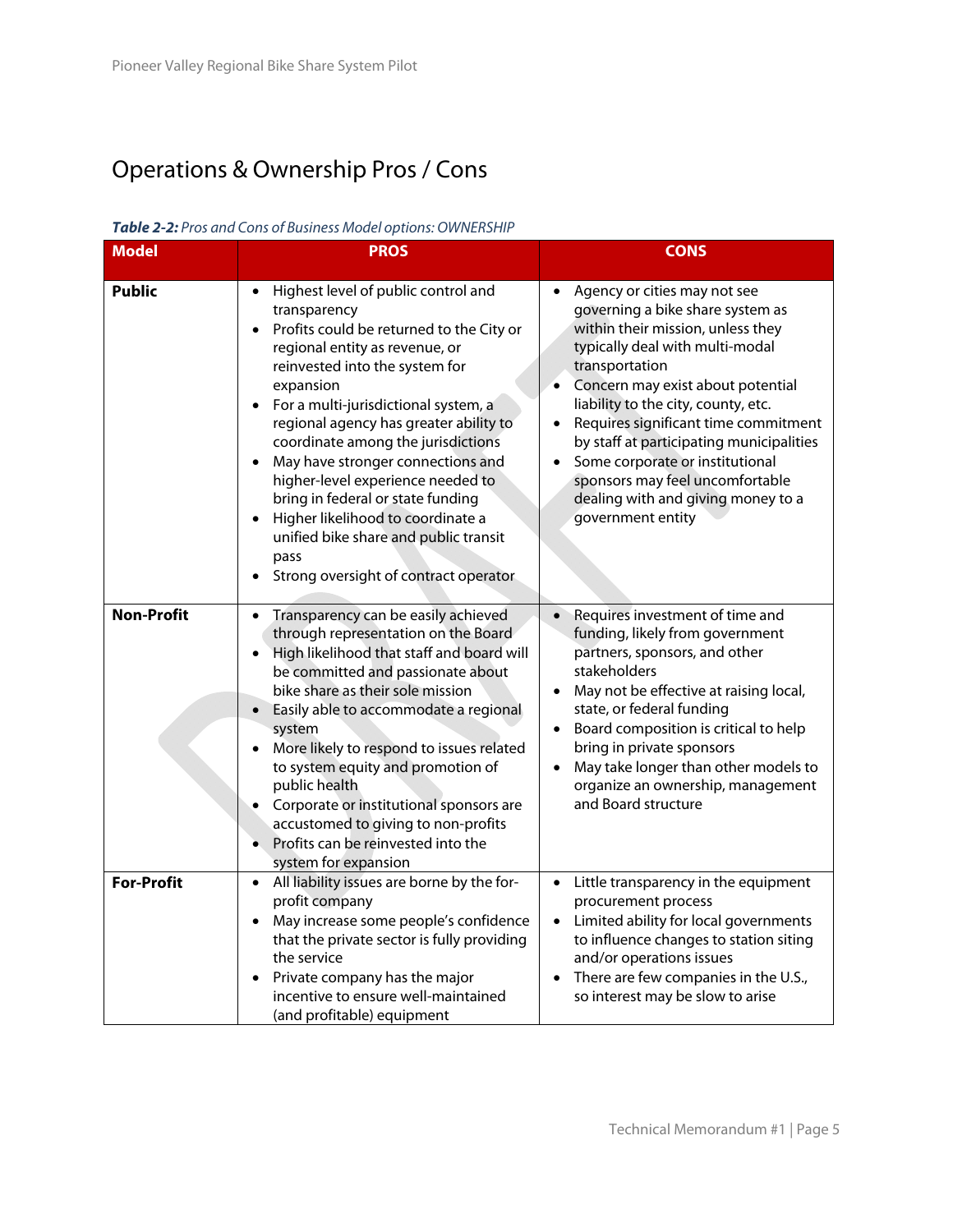## Operations & Ownership Pros / Cons

***Table 2-2:*** *Pros and Cons of Business Model options: OWNERSHIP*

| Model | PROS | CONS |
|---|---|---|
| **Public** | • Highest level of public control and transparency<br>• Profits could be returned to the City or regional entity as revenue, or reinvested into the system for expansion<br>• For a multi-jurisdictional system, a regional agency has greater ability to coordinate among the jurisdictions<br>• May have stronger connections and higher-level experience needed to bring in federal or state funding<br>• Higher likelihood to coordinate a unified bike share and public transit pass<br>• Strong oversight of contract operator | • Agency or cities may not see governing a bike share system as within their mission, unless they typically deal with multi-modal transportation<br>• Concern may exist about potential liability to the city, county, etc.<br>• Requires significant time commitment by staff at participating municipalities<br>• Some corporate or institutional sponsors may feel uncomfortable dealing with and giving money to a government entity |
| **Non-Profit** | • Transparency can be easily achieved through representation on the Board<br>• High likelihood that staff and board will be committed and passionate about bike share as their sole mission<br>• Easily able to accommodate a regional system<br>• More likely to respond to issues related to system equity and promotion of public health<br>• Corporate or institutional sponsors are accustomed to giving to non-profits<br>• Profits can be reinvested into the system for expansion | • Requires investment of time and funding, likely from government partners, sponsors, and other stakeholders<br>• May not be effective at raising local, state, or federal funding<br>• Board composition is critical to help bring in private sponsors<br>• May take longer than other models to organize an ownership, management and Board structure |
| **For-Profit** | • All liability issues are borne by the for-profit company<br>• May increase some people's confidence that the private sector is fully providing the service<br>• Private company has the major incentive to ensure well-maintained (and profitable) equipment | • Little transparency in the equipment procurement process<br>• Limited ability for local governments to influence changes to station siting and/or operations issues<br>• There are few companies in the U.S., so interest may be slow to arise |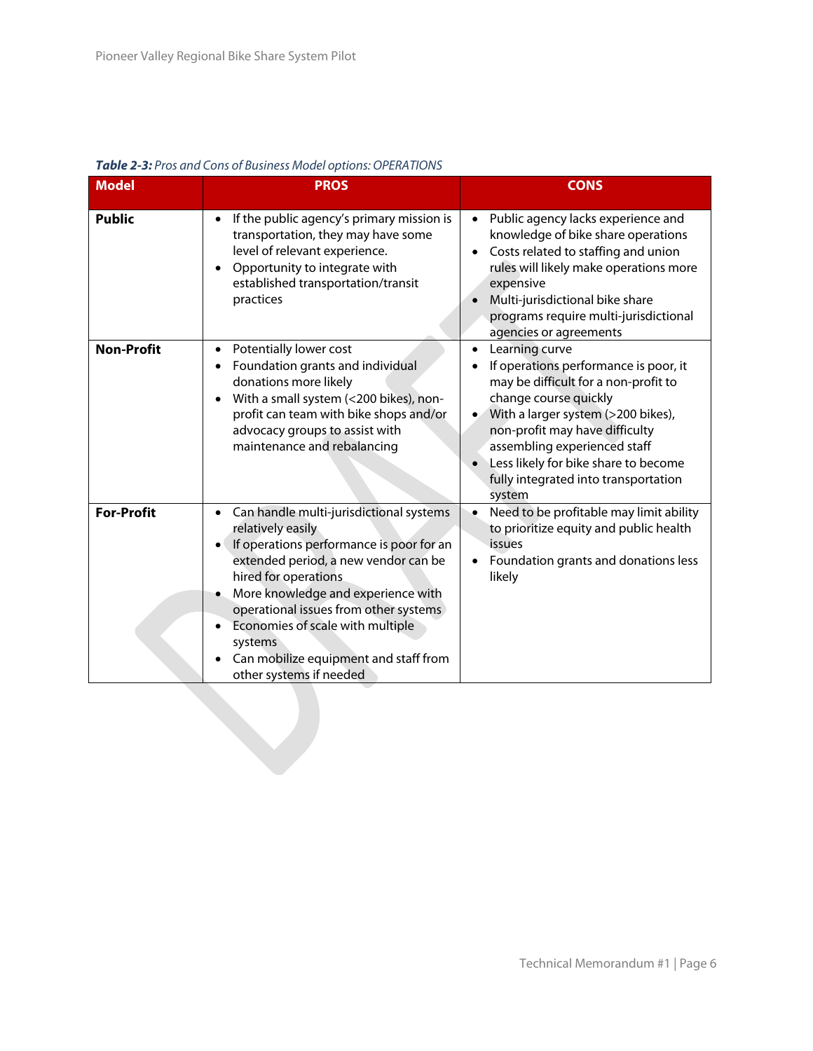***Table 2-3:*** *Pros and Cons of Business Model options: OPERATIONS*

| Model | PROS | CONS |
|---|---|---|
| **Public** | • If the public agency's primary mission is transportation, they may have some level of relevant experience.<br>• Opportunity to integrate with established transportation/transit practices | • Public agency lacks experience and knowledge of bike share operations<br>• Costs related to staffing and union rules will likely make operations more expensive<br>• Multi-jurisdictional bike share programs require multi-jurisdictional agencies or agreements |
| **Non-Profit** | • Potentially lower cost<br>• Foundation grants and individual donations more likely<br>• With a small system (<200 bikes), non-profit can team with bike shops and/or advocacy groups to assist with maintenance and rebalancing | • Learning curve<br>• If operations performance is poor, it may be difficult for a non-profit to change course quickly<br>• With a larger system (>200 bikes), non-profit may have difficulty assembling experienced staff<br>• Less likely for bike share to become fully integrated into transportation system |
| **For-Profit** | • Can handle multi-jurisdictional systems relatively easily<br>• If operations performance is poor for an extended period, a new vendor can be hired for operations<br>• More knowledge and experience with operational issues from other systems<br>• Economies of scale with multiple systems<br>• Can mobilize equipment and staff from other systems if needed | • Need to be profitable may limit ability to prioritize equity and public health issues<br>• Foundation grants and donations less likely |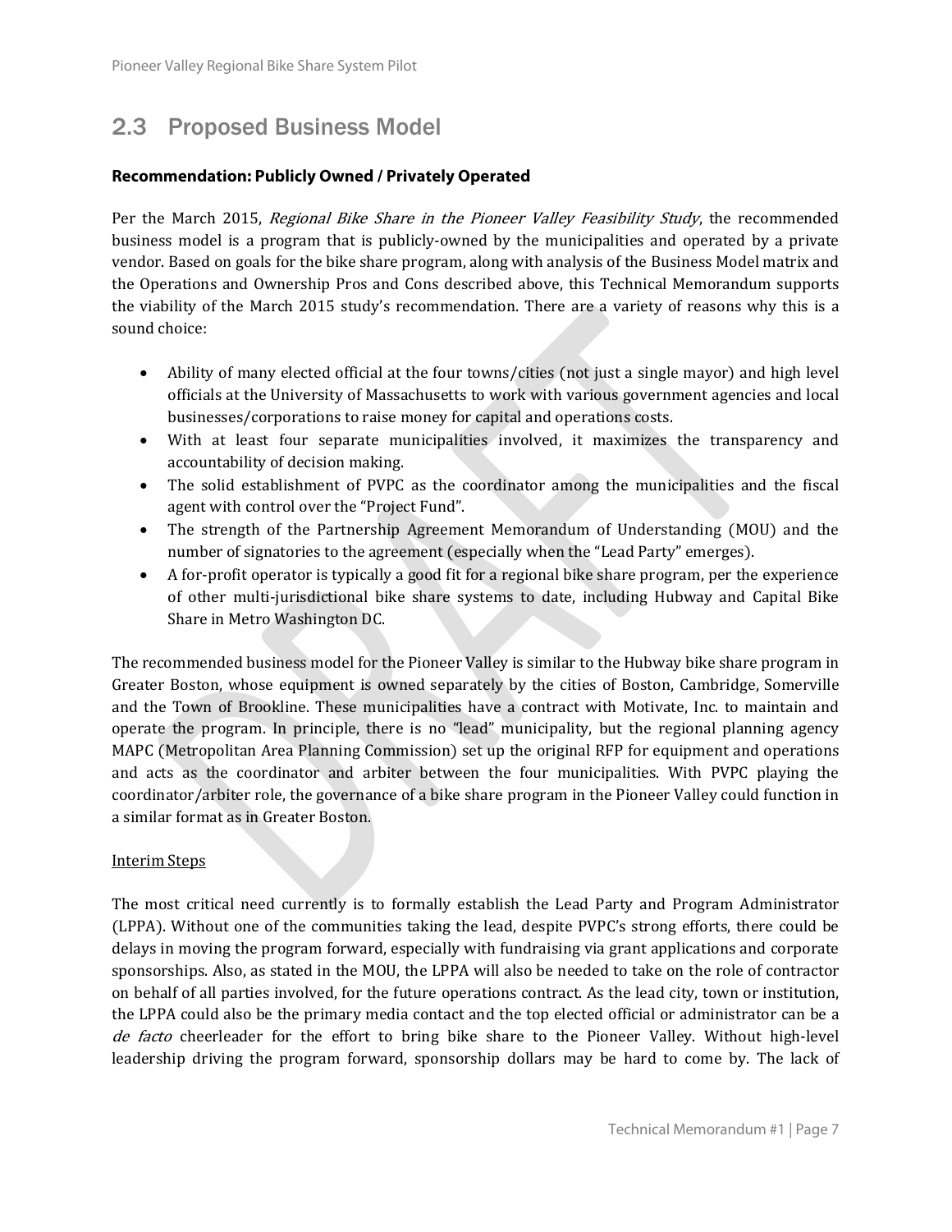## 2.3 Proposed Business Model

**Recommendation: Publicly Owned / Privately Operated**

Per the March 2015, *Regional Bike Share in the Pioneer Valley Feasibility Study*, the recommended business model is a program that is publicly-owned by the municipalities and operated by a private vendor. Based on goals for the bike share program, along with analysis of the Business Model matrix and the Operations and Ownership Pros and Cons described above, this Technical Memorandum supports the viability of the March 2015 study's recommendation. There are a variety of reasons why this is a sound choice:

- Ability of many elected official at the four towns/cities (not just a single mayor) and high level officials at the University of Massachusetts to work with various government agencies and local businesses/corporations to raise money for capital and operations costs.
- With at least four separate municipalities involved, it maximizes the transparency and accountability of decision making.
- The solid establishment of PVPC as the coordinator among the municipalities and the fiscal agent with control over the "Project Fund".
- The strength of the Partnership Agreement Memorandum of Understanding (MOU) and the number of signatories to the agreement (especially when the "Lead Party" emerges).
- A for-profit operator is typically a good fit for a regional bike share program, per the experience of other multi-jurisdictional bike share systems to date, including Hubway and Capital Bike Share in Metro Washington DC.

The recommended business model for the Pioneer Valley is similar to the Hubway bike share program in Greater Boston, whose equipment is owned separately by the cities of Boston, Cambridge, Somerville and the Town of Brookline. These municipalities have a contract with Motivate, Inc. to maintain and operate the program. In principle, there is no "lead" municipality, but the regional planning agency MAPC (Metropolitan Area Planning Commission) set up the original RFP for equipment and operations and acts as the coordinator and arbiter between the four municipalities. With PVPC playing the coordinator/arbiter role, the governance of a bike share program in the Pioneer Valley could function in a similar format as in Greater Boston.

<u>Interim Steps</u>

The most critical need currently is to formally establish the Lead Party and Program Administrator (LPPA). Without one of the communities taking the lead, despite PVPC's strong efforts, there could be delays in moving the program forward, especially with fundraising via grant applications and corporate sponsorships. Also, as stated in the MOU, the LPPA will also be needed to take on the role of contractor on behalf of all parties involved, for the future operations contract. As the lead city, town or institution, the LPPA could also be the primary media contact and the top elected official or administrator can be a *de facto* cheerleader for the effort to bring bike share to the Pioneer Valley. Without high-level leadership driving the program forward, sponsorship dollars may be hard to come by. The lack of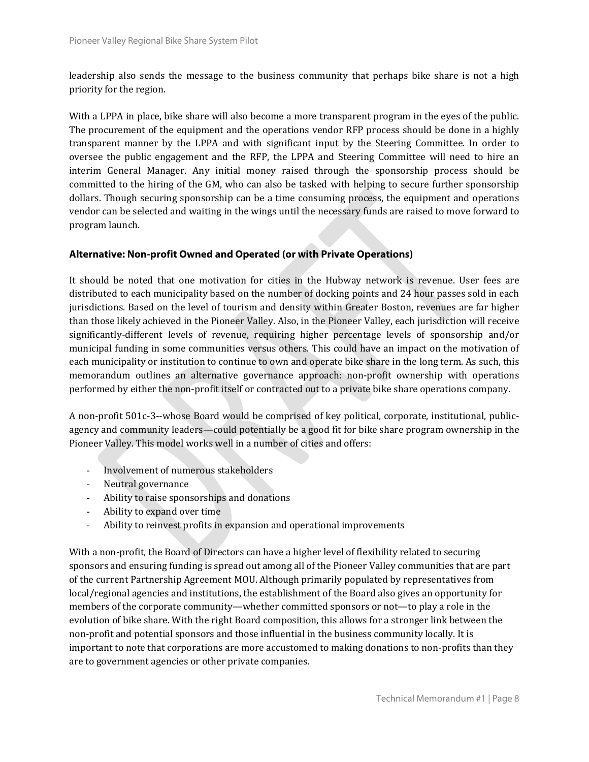leadership also sends the message to the business community that perhaps bike share is not a high priority for the region.

With a LPPA in place, bike share will also become a more transparent program in the eyes of the public. The procurement of the equipment and the operations vendor RFP process should be done in a highly transparent manner by the LPPA and with significant input by the Steering Committee. In order to oversee the public engagement and the RFP, the LPPA and Steering Committee will need to hire an interim General Manager. Any initial money raised through the sponsorship process should be committed to the hiring of the GM, who can also be tasked with helping to secure further sponsorship dollars. Though securing sponsorship can be a time consuming process, the equipment and operations vendor can be selected and waiting in the wings until the necessary funds are raised to move forward to program launch.

### Alternative: Non-profit Owned and Operated (or with Private Operations)

It should be noted that one motivation for cities in the Hubway network is revenue. User fees are distributed to each municipality based on the number of docking points and 24 hour passes sold in each jurisdictions. Based on the level of tourism and density within Greater Boston, revenues are far higher than those likely achieved in the Pioneer Valley. Also, in the Pioneer Valley, each jurisdiction will receive significantly-different levels of revenue, requiring higher percentage levels of sponsorship and/or municipal funding in some communities versus others. This could have an impact on the motivation of each municipality or institution to continue to own and operate bike share in the long term. As such, this memorandum outlines an alternative governance approach: non-profit ownership with operations performed by either the non-profit itself or contracted out to a private bike share operations company.

A non-profit 501c-3--whose Board would be comprised of key political, corporate, institutional, public-agency and community leaders—could potentially be a good fit for bike share program ownership in the Pioneer Valley. This model works well in a number of cities and offers:

- Involvement of numerous stakeholders
- Neutral governance
- Ability to raise sponsorships and donations
- Ability to expand over time
- Ability to reinvest profits in expansion and operational improvements

With a non-profit, the Board of Directors can have a higher level of flexibility related to securing sponsors and ensuring funding is spread out among all of the Pioneer Valley communities that are part of the current Partnership Agreement MOU. Although primarily populated by representatives from local/regional agencies and institutions, the establishment of the Board also gives an opportunity for members of the corporate community—whether committed sponsors or not—to play a role in the evolution of bike share. With the right Board composition, this allows for a stronger link between the non-profit and potential sponsors and those influential in the business community locally. It is important to note that corporations are more accustomed to making donations to non-profits than they are to government agencies or other private companies.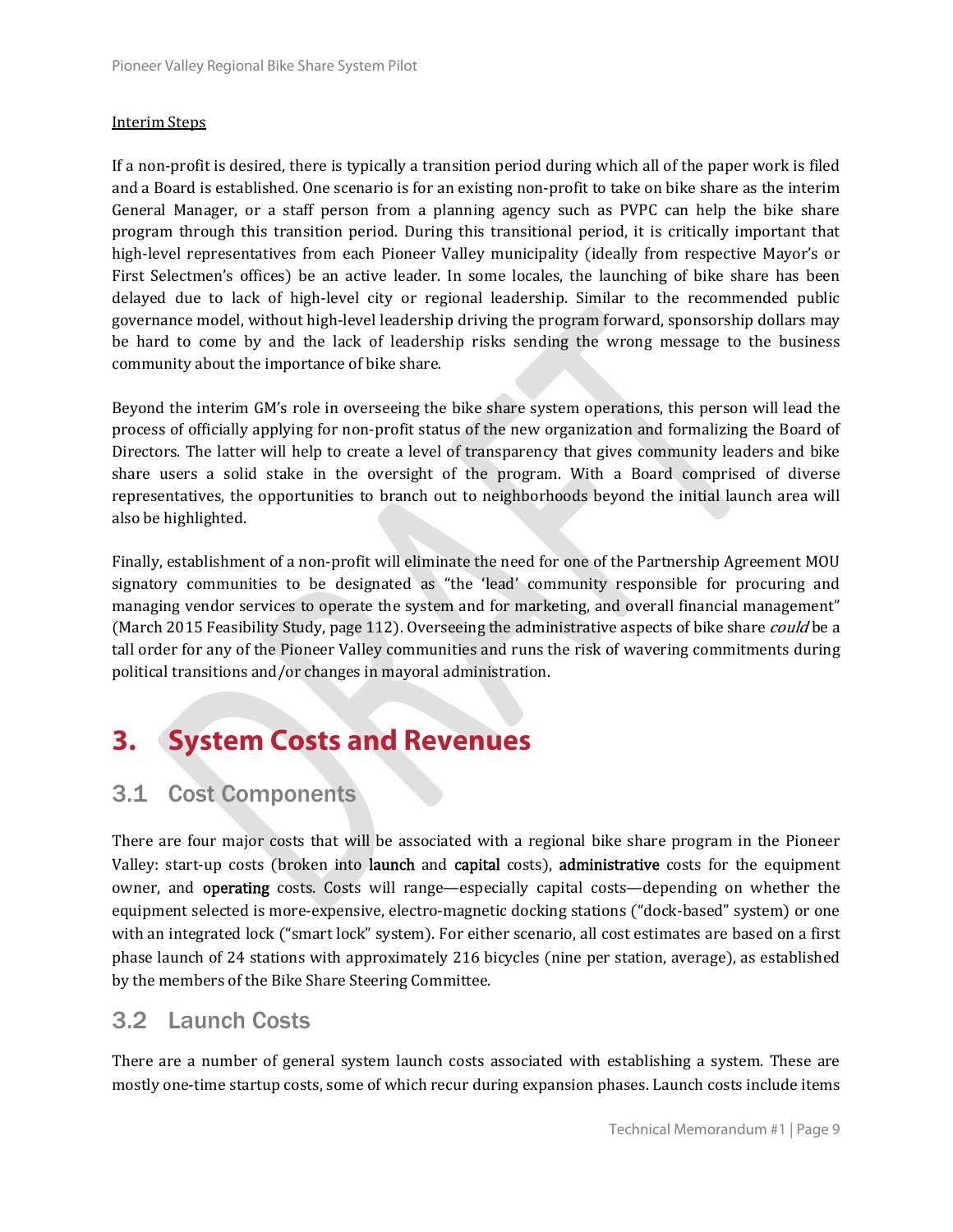Interim Steps

If a non-profit is desired, there is typically a transition period during which all of the paper work is filed and a Board is established. One scenario is for an existing non-profit to take on bike share as the interim General Manager, or a staff person from a planning agency such as PVPC can help the bike share program through this transition period. During this transitional period, it is critically important that high-level representatives from each Pioneer Valley municipality (ideally from respective Mayor's or First Selectmen's offices) be an active leader. In some locales, the launching of bike share has been delayed due to lack of high-level city or regional leadership. Similar to the recommended public governance model, without high-level leadership driving the program forward, sponsorship dollars may be hard to come by and the lack of leadership risks sending the wrong message to the business community about the importance of bike share.

Beyond the interim GM's role in overseeing the bike share system operations, this person will lead the process of officially applying for non-profit status of the new organization and formalizing the Board of Directors. The latter will help to create a level of transparency that gives community leaders and bike share users a solid stake in the oversight of the program. With a Board comprised of diverse representatives, the opportunities to branch out to neighborhoods beyond the initial launch area will also be highlighted.

Finally, establishment of a non-profit will eliminate the need for one of the Partnership Agreement MOU signatory communities to be designated as "the 'lead' community responsible for procuring and managing vendor services to operate the system and for marketing, and overall financial management" (March 2015 Feasibility Study, page 112). Overseeing the administrative aspects of bike share *could* be a tall order for any of the Pioneer Valley communities and runs the risk of wavering commitments during political transitions and/or changes in mayoral administration.

# 3. System Costs and Revenues

## 3.1 Cost Components

There are four major costs that will be associated with a regional bike share program in the Pioneer Valley: start-up costs (broken into launch and capital costs), administrative costs for the equipment owner, and operating costs. Costs will range—especially capital costs—depending on whether the equipment selected is more-expensive, electro-magnetic docking stations ("dock-based" system) or one with an integrated lock ("smart lock" system). For either scenario, all cost estimates are based on a first phase launch of 24 stations with approximately 216 bicycles (nine per station, average), as established by the members of the Bike Share Steering Committee.

## 3.2 Launch Costs

There are a number of general system launch costs associated with establishing a system. These are mostly one-time startup costs, some of which recur during expansion phases. Launch costs include items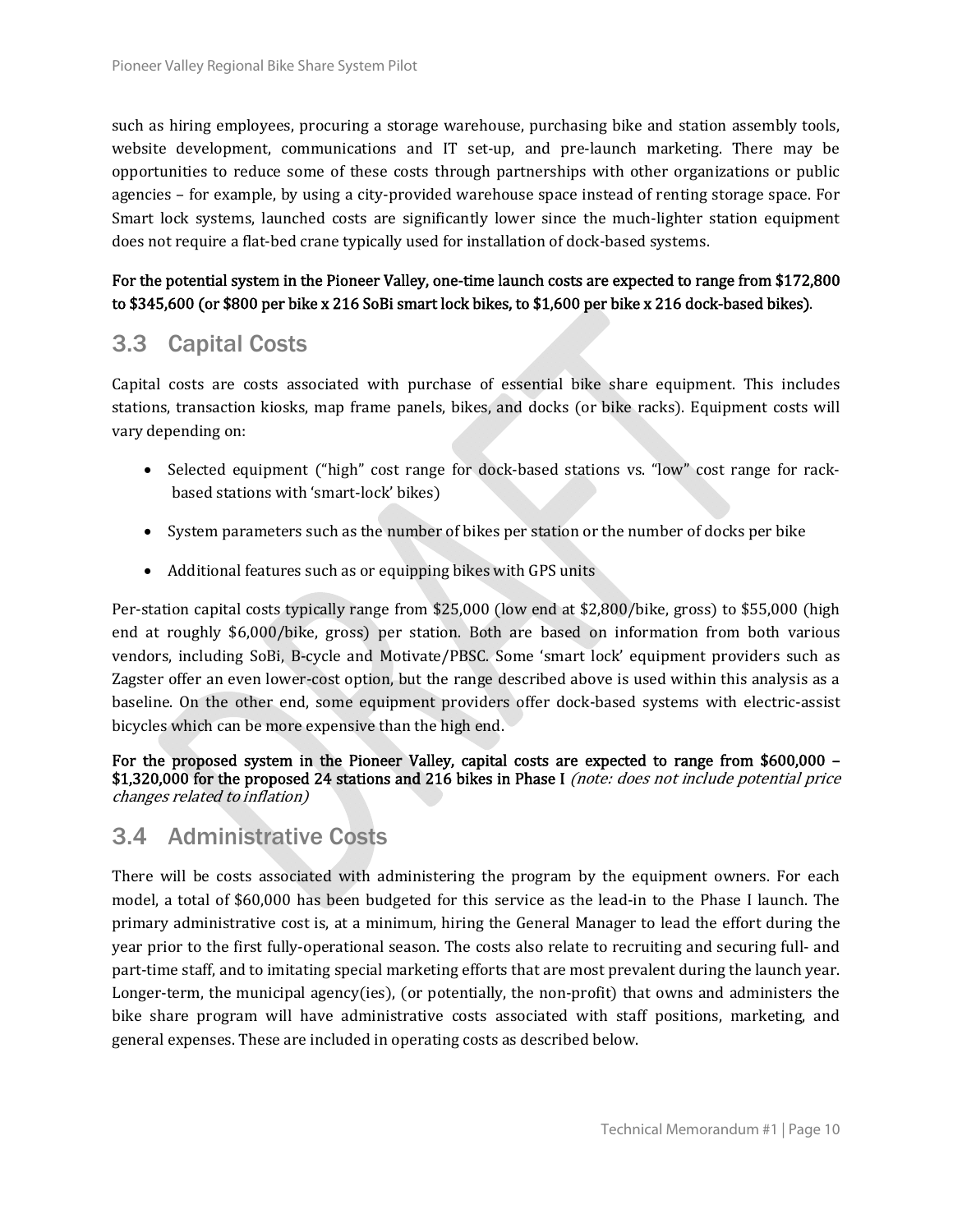such as hiring employees, procuring a storage warehouse, purchasing bike and station assembly tools, website development, communications and IT set-up, and pre-launch marketing. There may be opportunities to reduce some of these costs through partnerships with other organizations or public agencies – for example, by using a city-provided warehouse space instead of renting storage space. For Smart lock systems, launched costs are significantly lower since the much-lighter station equipment does not require a flat-bed crane typically used for installation of dock-based systems.

**For the potential system in the Pioneer Valley, one-time launch costs are expected to range from $172,800 to $345,600 (or $800 per bike x 216 SoBi smart lock bikes, to $1,600 per bike x 216 dock-based bikes)**.

## 3.3 Capital Costs

Capital costs are costs associated with purchase of essential bike share equipment. This includes stations, transaction kiosks, map frame panels, bikes, and docks (or bike racks). Equipment costs will vary depending on:

- Selected equipment ("high" cost range for dock-based stations vs. "low" cost range for rack-based stations with 'smart-lock' bikes)
- System parameters such as the number of bikes per station or the number of docks per bike
- Additional features such as or equipping bikes with GPS units

Per-station capital costs typically range from $25,000 (low end at $2,800/bike, gross) to $55,000 (high end at roughly $6,000/bike, gross) per station. Both are based on information from both various vendors, including SoBi, B-cycle and Motivate/PBSC. Some 'smart lock' equipment providers such as Zagster offer an even lower-cost option, but the range described above is used within this analysis as a baseline. On the other end, some equipment providers offer dock-based systems with electric-assist bicycles which can be more expensive than the high end.

**For the proposed system in the Pioneer Valley, capital costs are expected to range from $600,000 – $1,320,000 for the proposed 24 stations and 216 bikes in Phase I** *(note: does not include potential price changes related to inflation)*

## 3.4 Administrative Costs

There will be costs associated with administering the program by the equipment owners. For each model, a total of $60,000 has been budgeted for this service as the lead-in to the Phase I launch. The primary administrative cost is, at a minimum, hiring the General Manager to lead the effort during the year prior to the first fully-operational season. The costs also relate to recruiting and securing full- and part-time staff, and to imitating special marketing efforts that are most prevalent during the launch year. Longer-term, the municipal agency(ies), (or potentially, the non-profit) that owns and administers the bike share program will have administrative costs associated with staff positions, marketing, and general expenses. These are included in operating costs as described below.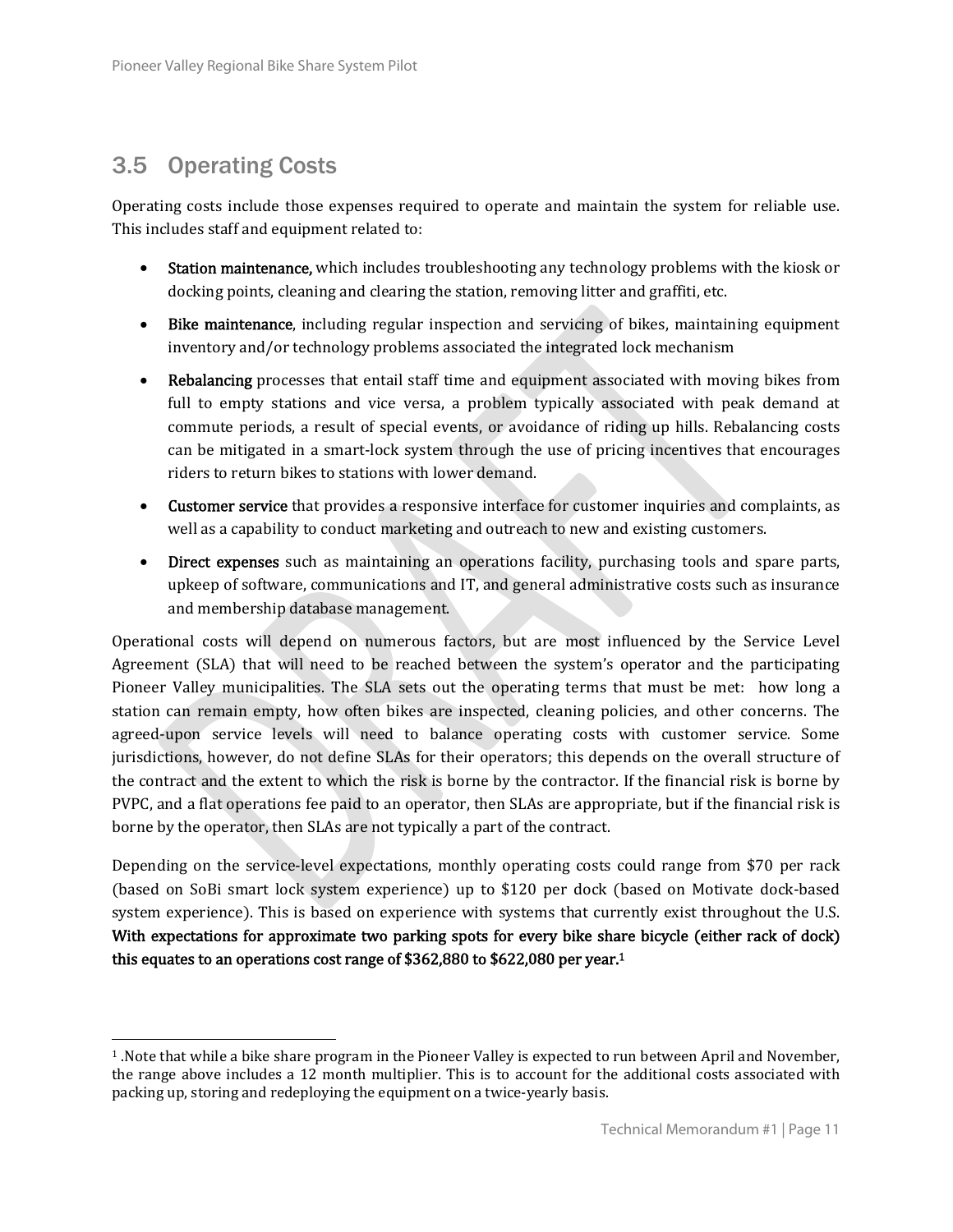## 3.5 Operating Costs

Operating costs include those expenses required to operate and maintain the system for reliable use. This includes staff and equipment related to:

- **Station maintenance,** which includes troubleshooting any technology problems with the kiosk or docking points, cleaning and clearing the station, removing litter and graffiti, etc.
- **Bike maintenance**, including regular inspection and servicing of bikes, maintaining equipment inventory and/or technology problems associated the integrated lock mechanism
- **Rebalancing** processes that entail staff time and equipment associated with moving bikes from full to empty stations and vice versa, a problem typically associated with peak demand at commute periods, a result of special events, or avoidance of riding up hills. Rebalancing costs can be mitigated in a smart-lock system through the use of pricing incentives that encourages riders to return bikes to stations with lower demand.
- **Customer service** that provides a responsive interface for customer inquiries and complaints, as well as a capability to conduct marketing and outreach to new and existing customers.
- **Direct expenses** such as maintaining an operations facility, purchasing tools and spare parts, upkeep of software, communications and IT, and general administrative costs such as insurance and membership database management.

Operational costs will depend on numerous factors, but are most influenced by the Service Level Agreement (SLA) that will need to be reached between the system's operator and the participating Pioneer Valley municipalities. The SLA sets out the operating terms that must be met: how long a station can remain empty, how often bikes are inspected, cleaning policies, and other concerns. The agreed-upon service levels will need to balance operating costs with customer service. Some jurisdictions, however, do not define SLAs for their operators; this depends on the overall structure of the contract and the extent to which the risk is borne by the contractor. If the financial risk is borne by PVPC, and a flat operations fee paid to an operator, then SLAs are appropriate, but if the financial risk is borne by the operator, then SLAs are not typically a part of the contract.

Depending on the service-level expectations, monthly operating costs could range from $70 per rack (based on SoBi smart lock system experience) up to $120 per dock (based on Motivate dock-based system experience). This is based on experience with systems that currently exist throughout the U.S. **With expectations for approximate two parking spots for every bike share bicycle (either rack of dock) this equates to an operations cost range of $362,880 to $622,080 per year.**[1]

[1] .Note that while a bike share program in the Pioneer Valley is expected to run between April and November, the range above includes a 12 month multiplier. This is to account for the additional costs associated with packing up, storing and redeploying the equipment on a twice-yearly basis.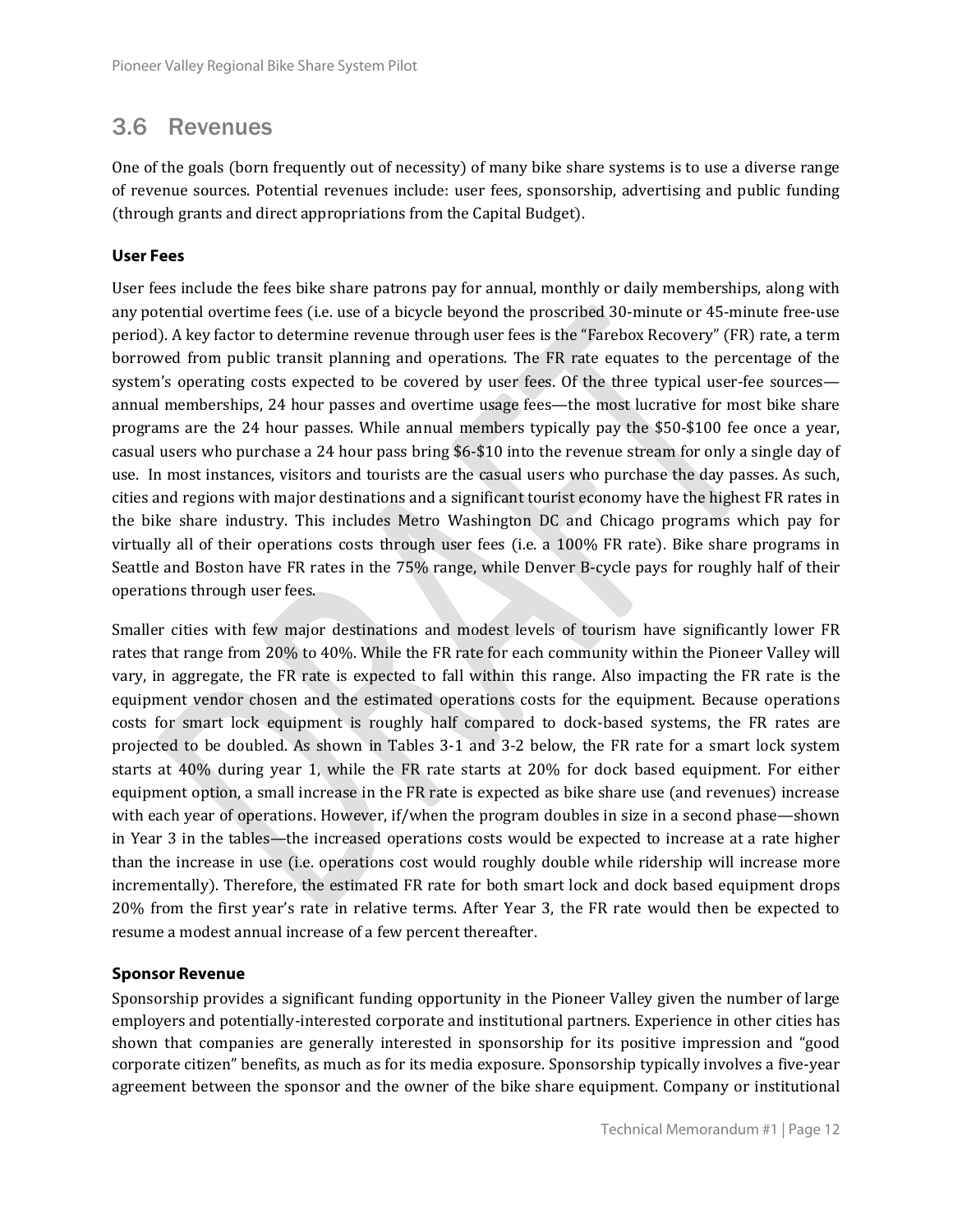## 3.6 Revenues

One of the goals (born frequently out of necessity) of many bike share systems is to use a diverse range of revenue sources. Potential revenues include: user fees, sponsorship, advertising and public funding (through grants and direct appropriations from the Capital Budget).

### User Fees

User fees include the fees bike share patrons pay for annual, monthly or daily memberships, along with any potential overtime fees (i.e. use of a bicycle beyond the proscribed 30-minute or 45-minute free-use period). A key factor to determine revenue through user fees is the "Farebox Recovery" (FR) rate, a term borrowed from public transit planning and operations. The FR rate equates to the percentage of the system's operating costs expected to be covered by user fees. Of the three typical user-fee sources—annual memberships, 24 hour passes and overtime usage fees—the most lucrative for most bike share programs are the 24 hour passes. While annual members typically pay the $50-$100 fee once a year, casual users who purchase a 24 hour pass bring $6-$10 into the revenue stream for only a single day of use. In most instances, visitors and tourists are the casual users who purchase the day passes. As such, cities and regions with major destinations and a significant tourist economy have the highest FR rates in the bike share industry. This includes Metro Washington DC and Chicago programs which pay for virtually all of their operations costs through user fees (i.e. a 100% FR rate). Bike share programs in Seattle and Boston have FR rates in the 75% range, while Denver B-cycle pays for roughly half of their operations through user fees.

Smaller cities with few major destinations and modest levels of tourism have significantly lower FR rates that range from 20% to 40%. While the FR rate for each community within the Pioneer Valley will vary, in aggregate, the FR rate is expected to fall within this range. Also impacting the FR rate is the equipment vendor chosen and the estimated operations costs for the equipment. Because operations costs for smart lock equipment is roughly half compared to dock-based systems, the FR rates are projected to be doubled. As shown in Tables 3-1 and 3-2 below, the FR rate for a smart lock system starts at 40% during year 1, while the FR rate starts at 20% for dock based equipment. For either equipment option, a small increase in the FR rate is expected as bike share use (and revenues) increase with each year of operations. However, if/when the program doubles in size in a second phase—shown in Year 3 in the tables—the increased operations costs would be expected to increase at a rate higher than the increase in use (i.e. operations cost would roughly double while ridership will increase more incrementally). Therefore, the estimated FR rate for both smart lock and dock based equipment drops 20% from the first year's rate in relative terms. After Year 3, the FR rate would then be expected to resume a modest annual increase of a few percent thereafter.

### Sponsor Revenue

Sponsorship provides a significant funding opportunity in the Pioneer Valley given the number of large employers and potentially-interested corporate and institutional partners. Experience in other cities has shown that companies are generally interested in sponsorship for its positive impression and "good corporate citizen" benefits, as much as for its media exposure. Sponsorship typically involves a five-year agreement between the sponsor and the owner of the bike share equipment. Company or institutional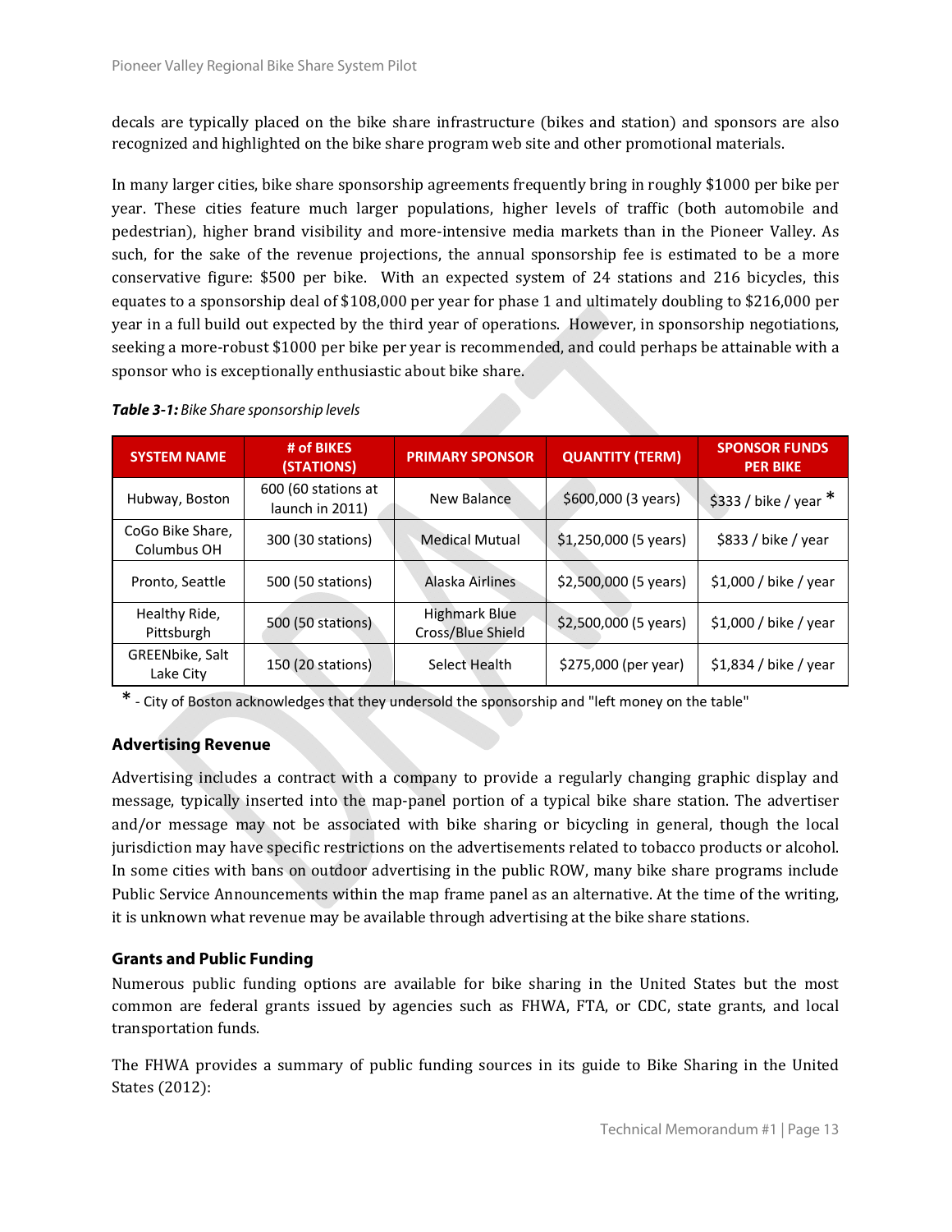decals are typically placed on the bike share infrastructure (bikes and station) and sponsors are also recognized and highlighted on the bike share program web site and other promotional materials.

In many larger cities, bike share sponsorship agreements frequently bring in roughly $1000 per bike per year. These cities feature much larger populations, higher levels of traffic (both automobile and pedestrian), higher brand visibility and more-intensive media markets than in the Pioneer Valley. As such, for the sake of the revenue projections, the annual sponsorship fee is estimated to be a more conservative figure: $500 per bike. With an expected system of 24 stations and 216 bicycles, this equates to a sponsorship deal of $108,000 per year for phase 1 and ultimately doubling to $216,000 per year in a full build out expected by the third year of operations. However, in sponsorship negotiations, seeking a more-robust $1000 per bike per year is recommended, and could perhaps be attainable with a sponsor who is exceptionally enthusiastic about bike share.

***Table 3-1:*** *Bike Share sponsorship levels*

| SYSTEM NAME | # of BIKES (STATIONS) | PRIMARY SPONSOR | QUANTITY (TERM) | SPONSOR FUNDS PER BIKE |
|---|---|---|---|---|
| Hubway, Boston | 600 (60 stations at launch in 2011) | New Balance | $600,000 (3 years) | $333 / bike / year * |
| CoGo Bike Share, Columbus OH | 300 (30 stations) | Medical Mutual | $1,250,000 (5 years) | $833 / bike / year |
| Pronto, Seattle | 500 (50 stations) | Alaska Airlines | $2,500,000 (5 years) | $1,000 / bike / year |
| Healthy Ride, Pittsburgh | 500 (50 stations) | Highmark Blue Cross/Blue Shield | $2,500,000 (5 years) | $1,000 / bike / year |
| GREENbike, Salt Lake City | 150 (20 stations) | Select Health | $275,000 (per year) | $1,834 / bike / year |

* - City of Boston acknowledges that they undersold the sponsorship and "left money on the table"

### Advertising Revenue

Advertising includes a contract with a company to provide a regularly changing graphic display and message, typically inserted into the map-panel portion of a typical bike share station. The advertiser and/or message may not be associated with bike sharing or bicycling in general, though the local jurisdiction may have specific restrictions on the advertisements related to tobacco products or alcohol. In some cities with bans on outdoor advertising in the public ROW, many bike share programs include Public Service Announcements within the map frame panel as an alternative. At the time of the writing, it is unknown what revenue may be available through advertising at the bike share stations.

### Grants and Public Funding

Numerous public funding options are available for bike sharing in the United States but the most common are federal grants issued by agencies such as FHWA, FTA, or CDC, state grants, and local transportation funds.

The FHWA provides a summary of public funding sources in its guide to Bike Sharing in the United States (2012):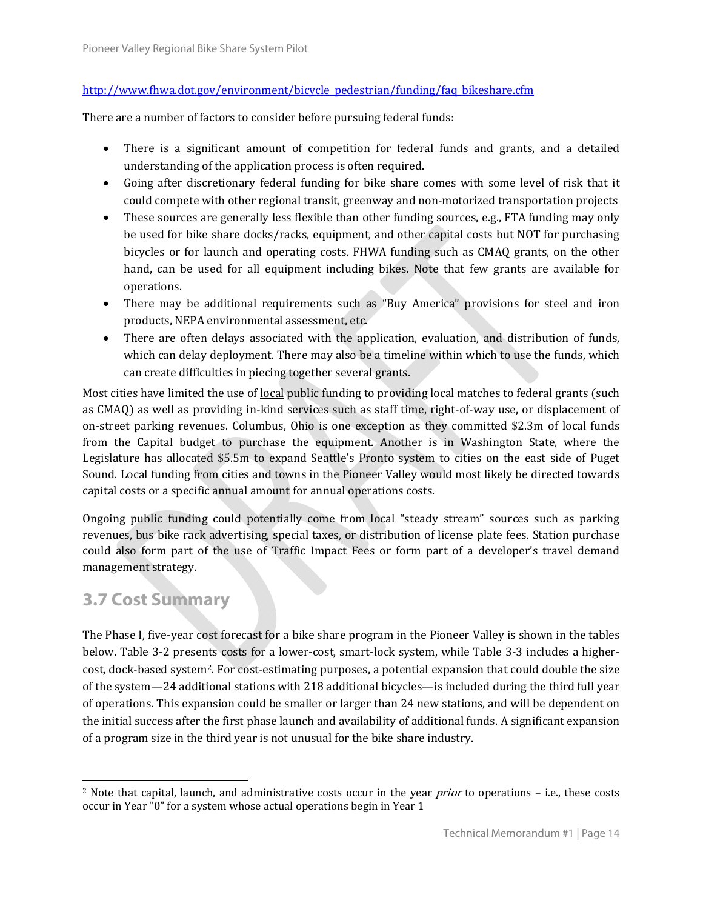http://www.fhwa.dot.gov/environment/bicycle_pedestrian/funding/faq_bikeshare.cfm

There are a number of factors to consider before pursuing federal funds:

- There is a significant amount of competition for federal funds and grants, and a detailed understanding of the application process is often required.
- Going after discretionary federal funding for bike share comes with some level of risk that it could compete with other regional transit, greenway and non-motorized transportation projects
- These sources are generally less flexible than other funding sources, e.g., FTA funding may only be used for bike share docks/racks, equipment, and other capital costs but NOT for purchasing bicycles or for launch and operating costs. FHWA funding such as CMAQ grants, on the other hand, can be used for all equipment including bikes. Note that few grants are available for operations.
- There may be additional requirements such as "Buy America" provisions for steel and iron products, NEPA environmental assessment, etc.
- There are often delays associated with the application, evaluation, and distribution of funds, which can delay deployment. There may also be a timeline within which to use the funds, which can create difficulties in piecing together several grants.

Most cities have limited the use of local public funding to providing local matches to federal grants (such as CMAQ) as well as providing in-kind services such as staff time, right-of-way use, or displacement of on-street parking revenues. Columbus, Ohio is one exception as they committed $2.3m of local funds from the Capital budget to purchase the equipment. Another is in Washington State, where the Legislature has allocated $5.5m to expand Seattle's Pronto system to cities on the east side of Puget Sound. Local funding from cities and towns in the Pioneer Valley would most likely be directed towards capital costs or a specific annual amount for annual operations costs.

Ongoing public funding could potentially come from local "steady stream" sources such as parking revenues, bus bike rack advertising, special taxes, or distribution of license plate fees. Station purchase could also form part of the use of Traffic Impact Fees or form part of a developer's travel demand management strategy.

## 3.7 Cost Summary

The Phase I, five-year cost forecast for a bike share program in the Pioneer Valley is shown in the tables below. Table 3-2 presents costs for a lower-cost, smart-lock system, while Table 3-3 includes a higher-cost, dock-based system[2]. For cost-estimating purposes, a potential expansion that could double the size of the system—24 additional stations with 218 additional bicycles—is included during the third full year of operations. This expansion could be smaller or larger than 24 new stations, and will be dependent on the initial success after the first phase launch and availability of additional funds. A significant expansion of a program size in the third year is not unusual for the bike share industry.

[2] Note that capital, launch, and administrative costs occur in the year *prior* to operations – i.e., these costs occur in Year "0" for a system whose actual operations begin in Year 1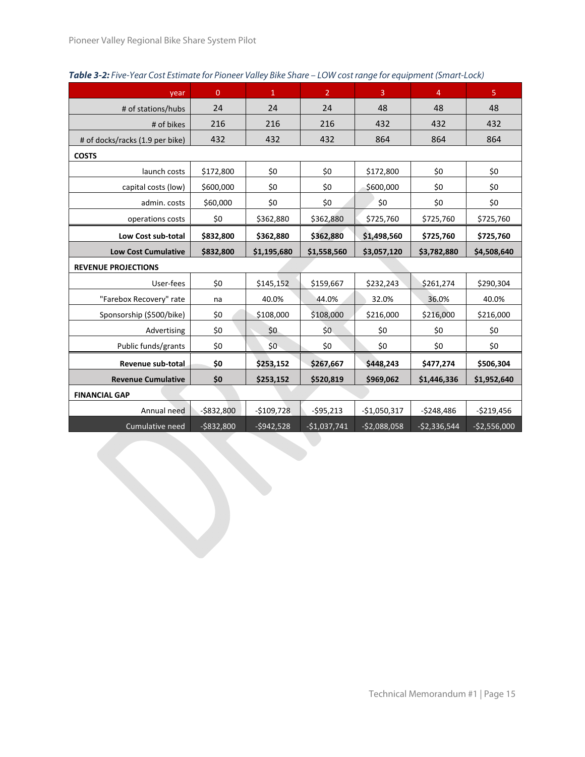***Table 3-2:*** *Five-Year Cost Estimate for Pioneer Valley Bike Share – LOW cost range for equipment (Smart-Lock)*

| year | 0 | 1 | 2 | 3 | 4 | 5 |
|---|---|---|---|---|---|---|
| # of stations/hubs | 24 | 24 | 24 | 48 | 48 | 48 |
| # of bikes | 216 | 216 | 216 | 432 | 432 | 432 |
| # of docks/racks (1.9 per bike) | 432 | 432 | 432 | 864 | 864 | 864 |
| **COSTS** | | | | | | |
| launch costs | $172,800 | $0 | $0 | $172,800 | $0 | $0 |
| capital costs (low) | $600,000 | $0 | $0 | $600,000 | $0 | $0 |
| admin. costs | $60,000 | $0 | $0 | $0 | $0 | $0 |
| operations costs | $0 | $362,880 | $362,880 | $725,760 | $725,760 | $725,760 |
| **Low Cost sub-total** | **$832,800** | **$362,880** | **$362,880** | **$1,498,560** | **$725,760** | **$725,760** |
| **Low Cost Cumulative** | **$832,800** | **$1,195,680** | **$1,558,560** | **$3,057,120** | **$3,782,880** | **$4,508,640** |
| **REVENUE PROJECTIONS** | | | | | | |
| User-fees | $0 | $145,152 | $159,667 | $232,243 | $261,274 | $290,304 |
| "Farebox Recovery" rate | na | 40.0% | 44.0% | 32.0% | 36.0% | 40.0% |
| Sponsorship ($500/bike) | $0 | $108,000 | $108,000 | $216,000 | $216,000 | $216,000 |
| Advertising | $0 | $0 | $0 | $0 | $0 | $0 |
| Public funds/grants | $0 | $0 | $0 | $0 | $0 | $0 |
| **Revenue sub-total** | **$0** | **$253,152** | **$267,667** | **$448,243** | **$477,274** | **$506,304** |
| **Revenue Cumulative** | **$0** | **$253,152** | **$520,819** | **$969,062** | **$1,446,336** | **$1,952,640** |
| **FINANCIAL GAP** | | | | | | |
| Annual need | -$832,800 | -$109,728 | -$95,213 | -$1,050,317 | -$248,486 | -$219,456 |
| Cumulative need | -$832,800 | -$942,528 | -$1,037,741 | -$2,088,058 | -$2,336,544 | -$2,556,000 |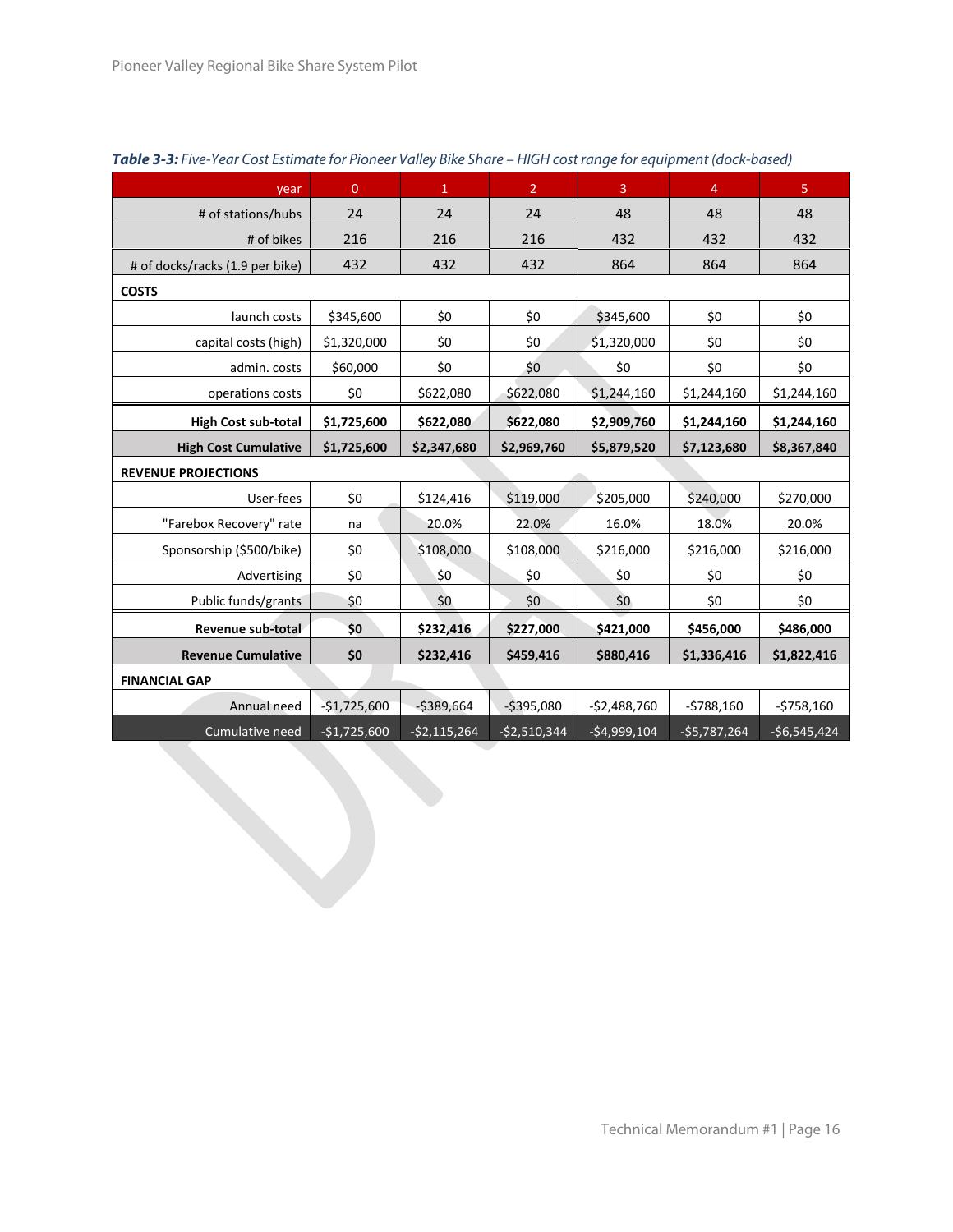***Table 3-3:*** *Five-Year Cost Estimate for Pioneer Valley Bike Share – HIGH cost range for equipment (dock-based)*

| year | 0 | 1 | 2 | 3 | 4 | 5 |
|---:|---|---|---|---|---|---|
| # of stations/hubs | 24 | 24 | 24 | 48 | 48 | 48 |
| # of bikes | 216 | 216 | 216 | 432 | 432 | 432 |
| # of docks/racks (1.9 per bike) | 432 | 432 | 432 | 864 | 864 | 864 |
| **COSTS** | | | | | | |
| launch costs | $345,600 | $0 | $0 | $345,600 | $0 | $0 |
| capital costs (high) | $1,320,000 | $0 | $0 | $1,320,000 | $0 | $0 |
| admin. costs | $60,000 | $0 | $0 | $0 | $0 | $0 |
| operations costs | $0 | $622,080 | $622,080 | $1,244,160 | $1,244,160 | $1,244,160 |
| **High Cost sub-total** | **$1,725,600** | **$622,080** | **$622,080** | **$2,909,760** | **$1,244,160** | **$1,244,160** |
| **High Cost Cumulative** | **$1,725,600** | **$2,347,680** | **$2,969,760** | **$5,879,520** | **$7,123,680** | **$8,367,840** |
| **REVENUE PROJECTIONS** | | | | | | |
| User-fees | $0 | $124,416 | $119,000 | $205,000 | $240,000 | $270,000 |
| "Farebox Recovery" rate | na | 20.0% | 22.0% | 16.0% | 18.0% | 20.0% |
| Sponsorship ($500/bike) | $0 | $108,000 | $108,000 | $216,000 | $216,000 | $216,000 |
| Advertising | $0 | $0 | $0 | $0 | $0 | $0 |
| Public funds/grants | $0 | $0 | $0 | $0 | $0 | $0 |
| **Revenue sub-total** | **$0** | **$232,416** | **$227,000** | **$421,000** | **$456,000** | **$486,000** |
| **Revenue Cumulative** | **$0** | **$232,416** | **$459,416** | **$880,416** | **$1,336,416** | **$1,822,416** |
| **FINANCIAL GAP** | | | | | | |
| Annual need | -$1,725,600 | -$389,664 | -$395,080 | -$2,488,760 | -$788,160 | -$758,160 |
| Cumulative need | -$1,725,600 | -$2,115,264 | -$2,510,344 | -$4,999,104 | -$5,787,264 | -$6,545,424 |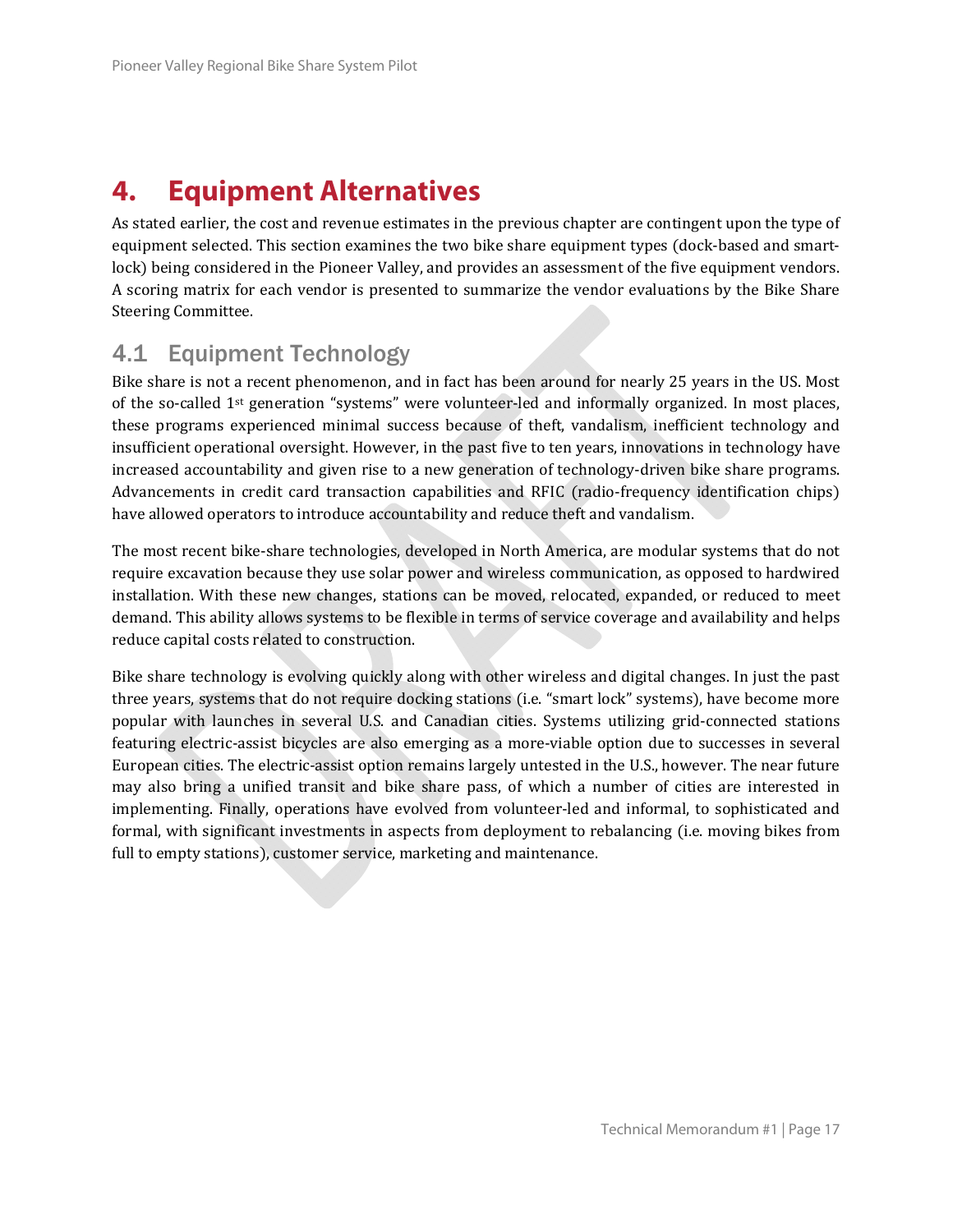# 4. Equipment Alternatives

As stated earlier, the cost and revenue estimates in the previous chapter are contingent upon the type of equipment selected. This section examines the two bike share equipment types (dock-based and smart-lock) being considered in the Pioneer Valley, and provides an assessment of the five equipment vendors. A scoring matrix for each vendor is presented to summarize the vendor evaluations by the Bike Share Steering Committee.

## 4.1 Equipment Technology

Bike share is not a recent phenomenon, and in fact has been around for nearly 25 years in the US. Most of the so-called 1st generation "systems" were volunteer-led and informally organized. In most places, these programs experienced minimal success because of theft, vandalism, inefficient technology and insufficient operational oversight. However, in the past five to ten years, innovations in technology have increased accountability and given rise to a new generation of technology-driven bike share programs. Advancements in credit card transaction capabilities and RFIC (radio-frequency identification chips) have allowed operators to introduce accountability and reduce theft and vandalism.

The most recent bike-share technologies, developed in North America, are modular systems that do not require excavation because they use solar power and wireless communication, as opposed to hardwired installation. With these new changes, stations can be moved, relocated, expanded, or reduced to meet demand. This ability allows systems to be flexible in terms of service coverage and availability and helps reduce capital costs related to construction.

Bike share technology is evolving quickly along with other wireless and digital changes. In just the past three years, systems that do not require docking stations (i.e. "smart lock" systems), have become more popular with launches in several U.S. and Canadian cities. Systems utilizing grid-connected stations featuring electric-assist bicycles are also emerging as a more-viable option due to successes in several European cities. The electric-assist option remains largely untested in the U.S., however. The near future may also bring a unified transit and bike share pass, of which a number of cities are interested in implementing. Finally, operations have evolved from volunteer-led and informal, to sophisticated and formal, with significant investments in aspects from deployment to rebalancing (i.e. moving bikes from full to empty stations), customer service, marketing and maintenance.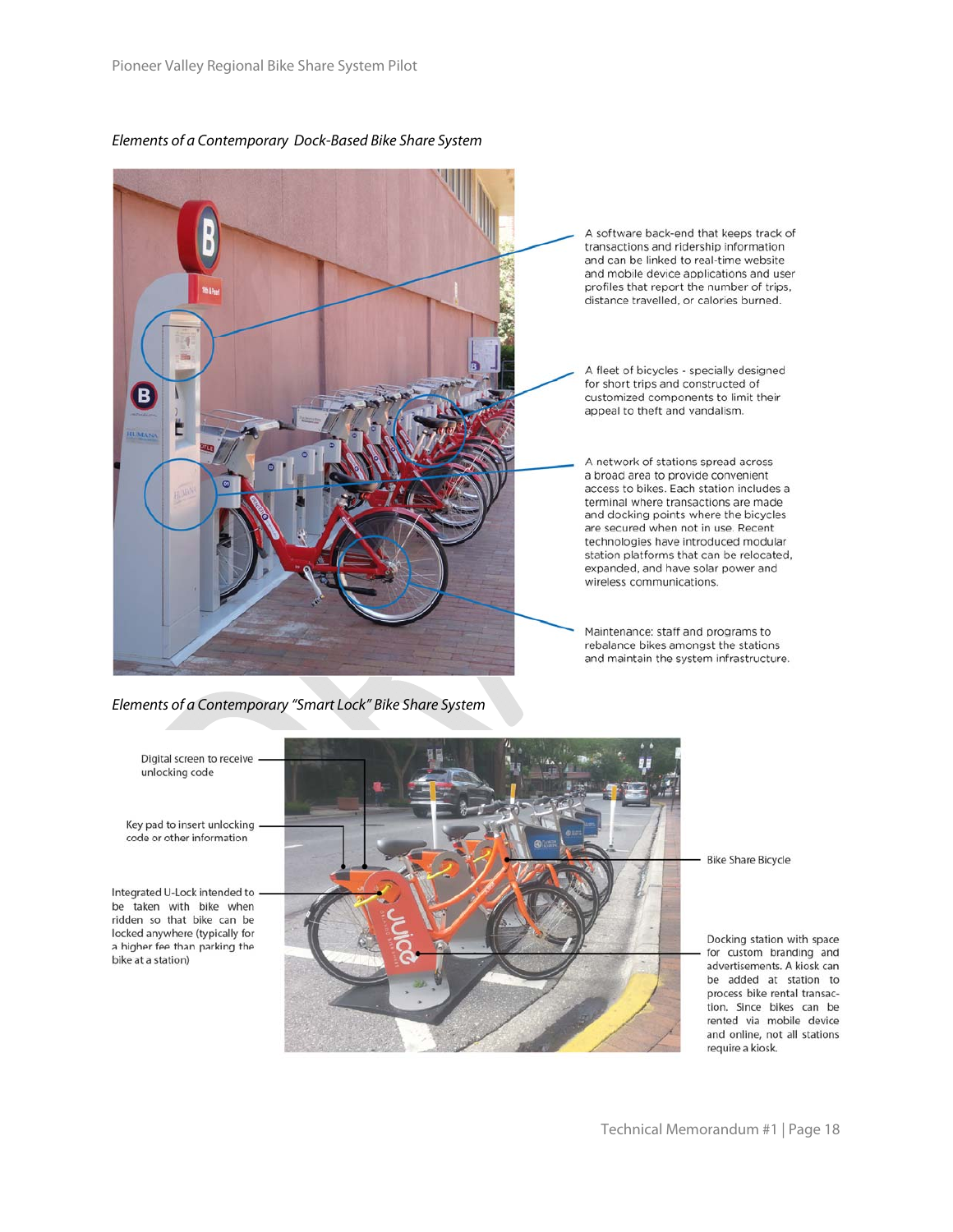*Elements of a Contemporary Dock-Based Bike Share System*

A software back-end that keeps track of transactions and ridership information and can be linked to real-time website and mobile device applications and user profiles that report the number of trips, distance travelled, or calories burned.

A fleet of bicycles - specially designed for short trips and constructed of customized components to limit their appeal to theft and vandalism.

A network of stations spread across a broad area to provide convenient access to bikes. Each station includes a terminal where transactions are made and docking points where the bicycles are secured when not in use. Recent technologies have introduced modular station platforms that can be relocated, expanded, and have solar power and wireless communications.

Maintenance: staff and programs to rebalance bikes amongst the stations and maintain the system infrastructure.

*Elements of a Contemporary "Smart Lock" Bike Share System*

Digital screen to receive unlocking code

Key pad to insert unlocking code or other information

Integrated U-Lock intended to be taken with bike when ridden so that bike can be locked anywhere (typically for a higher fee than parking the bike at a station)

Bike Share Bicycle

Docking station with space for custom branding and advertisements. A kiosk can be added at station to process bike rental transaction. Since bikes can be rented via mobile device and online, not all stations require a kiosk.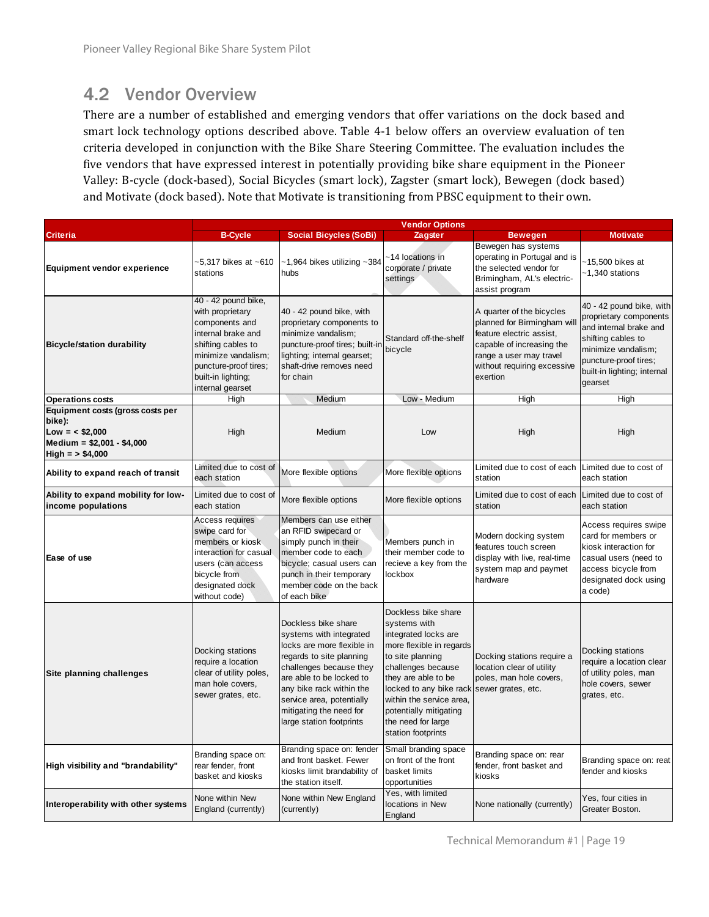## 4.2 Vendor Overview

There are a number of established and emerging vendors that offer variations on the dock based and smart lock technology options described above. Table 4-1 below offers an overview evaluation of ten criteria developed in conjunction with the Bike Share Steering Committee. The evaluation includes the five vendors that have expressed interest in potentially providing bike share equipment in the Pioneer Valley: B-cycle (dock-based), Social Bicycles (smart lock), Zagster (smart lock), Bewegen (dock based) and Motivate (dock based). Note that Motivate is transitioning from PBSC equipment to their own.

| | Vendor Options | | | | |
|---|---|---|---|---|---|
| **Criteria** | **B-Cycle** | **Social Bicycles (SoBi)** | **Zagster** | **Bewegen** | **Motivate** |
| **Equipment vendor experience** | ~5,317 bikes at ~610 stations | ~1,964 bikes utilizing ~384 hubs | ~14 locations in corporate / private settings | Bewegen has systems operating in Portugal and is the selected vendor for Brimingham, AL's electric-assist program | ~15,500 bikes at ~1,340 stations |
| **Bicycle/station durability** | 40 - 42 pound bike, with proprietary components and internal brake and shifting cables to minimize vandalism; puncture-proof tires; built-in lighting; internal gearset | 40 - 42 pound bike, with proprietary components to minimize vandalism; puncture-proof tires; built-in lighting; internal gearset; shaft-drive removes need for chain | Standard off-the-shelf bicycle | A quarter of the bicycles planned for Birmingham will feature electric assist, capable of increasing the range a user may travel without requiring excessive exertion | 40 - 42 pound bike, with proprietary components and internal brake and shifting cables to minimize vandalism; puncture-proof tires; built-in lighting; internal gearset |
| **Operations costs** | High | Medium | Low - Medium | High | High |
| **Equipment costs (gross costs per bike): Low = < $2,000 Medium = $2,001 - $4,000 High = > $4,000** | High | Medium | Low | High | High |
| **Ability to expand reach of transit** | Limited due to cost of each station | More flexible options | More flexible options | Limited due to cost of each station | Limited due to cost of each station |
| **Ability to expand mobility for low-income populations** | Limited due to cost of each station | More flexible options | More flexible options | Limited due to cost of each station | Limited due to cost of each station |
| **Ease of use** | Access requires swipe card for members or kiosk interaction for casual users (can access bicycle from designated dock without code) | Members can use either an RFID swipecard or simply punch in their member code to each bicycle; casual users can punch in their temporary member code on the back of each bike | Members punch in their member code to recieve a key from the lockbox | Modern docking system features touch screen display with live, real-time system map and paymet hardware | Access requires swipe card for members or kiosk interaction for casual users (need to access bicycle from designated dock using a code) |
| **Site planning challenges** | Docking stations require a location clear of utility poles, man hole covers, sewer grates, etc. | Dockless bike share systems with integrated locks are more flexible in regards to site planning challenges because they are able to be locked to any bike rack within the service area, potentially mitigating the need for large station footprints | Dockless bike share systems with integrated locks are more flexible in regards to site planning challenges because they are able to be locked to any bike rack within the service area, potentially mitigating the need for large station footprints | Docking stations require a location clear of utility poles, man hole covers, sewer grates, etc. | Docking stations require a location clear of utility poles, man hole covers, sewer grates, etc. |
| **High visibility and "brandability"** | Branding space on: rear fender, front basket and kiosks | Branding space on: fender and front basket. Fewer kiosks limit brandability of the station itself. | Small branding space on front of the front basket limits opportunities | Branding space on: rear fender, front basket and kiosks | Branding space on: reat fender and kiosks |
| **Interoperability with other systems** | None within New England (currently) | None within New England (currently) | Yes, with limited locations in New England | None nationally (currently) | Yes, four cities in Greater Boston. |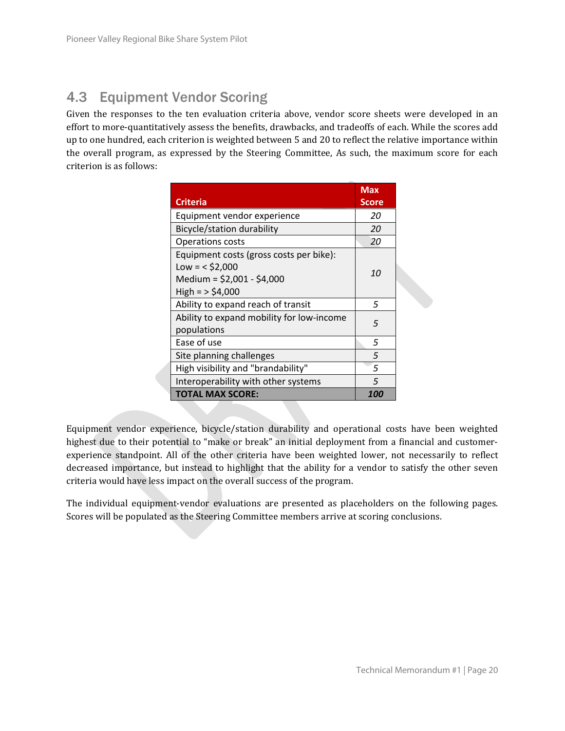## 4.3 Equipment Vendor Scoring

Given the responses to the ten evaluation criteria above, vendor score sheets were developed in an effort to more-quantitatively assess the benefits, drawbacks, and tradeoffs of each. While the scores add up to one hundred, each criterion is weighted between 5 and 20 to reflect the relative importance within the overall program, as expressed by the Steering Committee, As such, the maximum score for each criterion is as follows:

| Criteria | Max Score |
|---|---|
| Equipment vendor experience | *20* |
| Bicycle/station durability | *20* |
| Operations costs | *20* |
| Equipment costs (gross costs per bike):<br>Low = < $2,000<br>Medium = $2,001 - $4,000<br>High = > $4,000 | *10* |
| Ability to expand reach of transit | *5* |
| Ability to expand mobility for low-income populations | *5* |
| Ease of use | *5* |
| Site planning challenges | *5* |
| High visibility and "brandability" | *5* |
| Interoperability with other systems | *5* |
| **TOTAL MAX SCORE:** | ***100*** |

Equipment vendor experience, bicycle/station durability and operational costs have been weighted highest due to their potential to "make or break" an initial deployment from a financial and customer-experience standpoint. All of the other criteria have been weighted lower, not necessarily to reflect decreased importance, but instead to highlight that the ability for a vendor to satisfy the other seven criteria would have less impact on the overall success of the program.

The individual equipment-vendor evaluations are presented as placeholders on the following pages. Scores will be populated as the Steering Committee members arrive at scoring conclusions.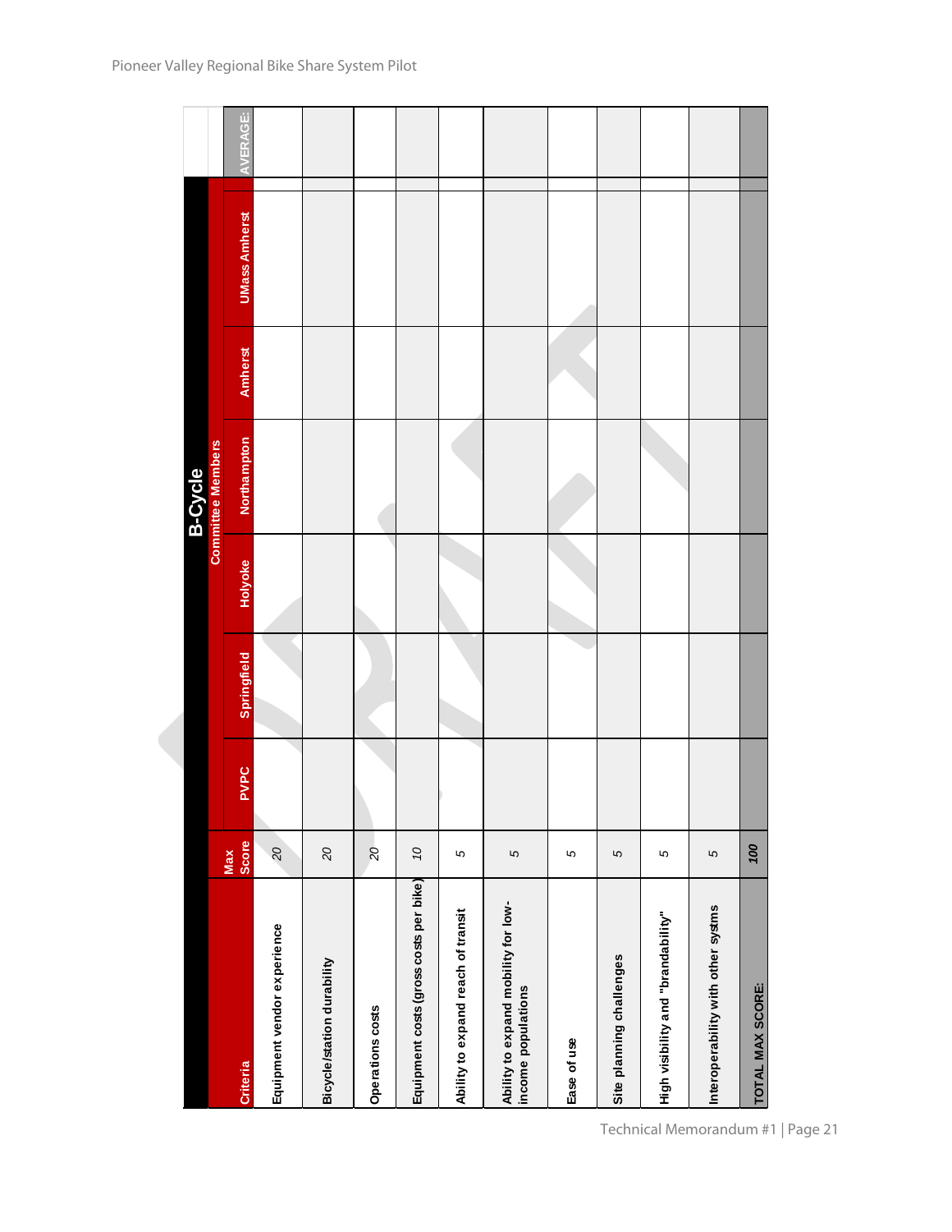| | | B-Cycle | | | | | | |
|---|---|---|---|---|---|---|---|---|
| | | Committee Members | | | | | | |
| Criteria | Max Score | PVPC | Springfield | Holyoke | Northampton | Amherst | UMass Amherst | AVERAGE: |
| Equipment vendor experience | 20 | | | | | | | |
| Bicycle/station durability | 20 | | | | | | | |
| Operations costs | 20 | | | | | | | |
| Equipment costs (gross costs per bike) | 10 | | | | | | | |
| Ability to expand reach of transit | 5 | | | | | | | |
| Ability to expand mobility for low-income populations | 5 | | | | | | | |
| Ease of use | 5 | | | | | | | |
| Site planning challenges | 5 | | | | | | | |
| High visibility and "brandability" | 5 | | | | | | | |
| Interoperability with other systms | 5 | | | | | | | |
| TOTAL MAX SCORE: | 100 | | | | | | | |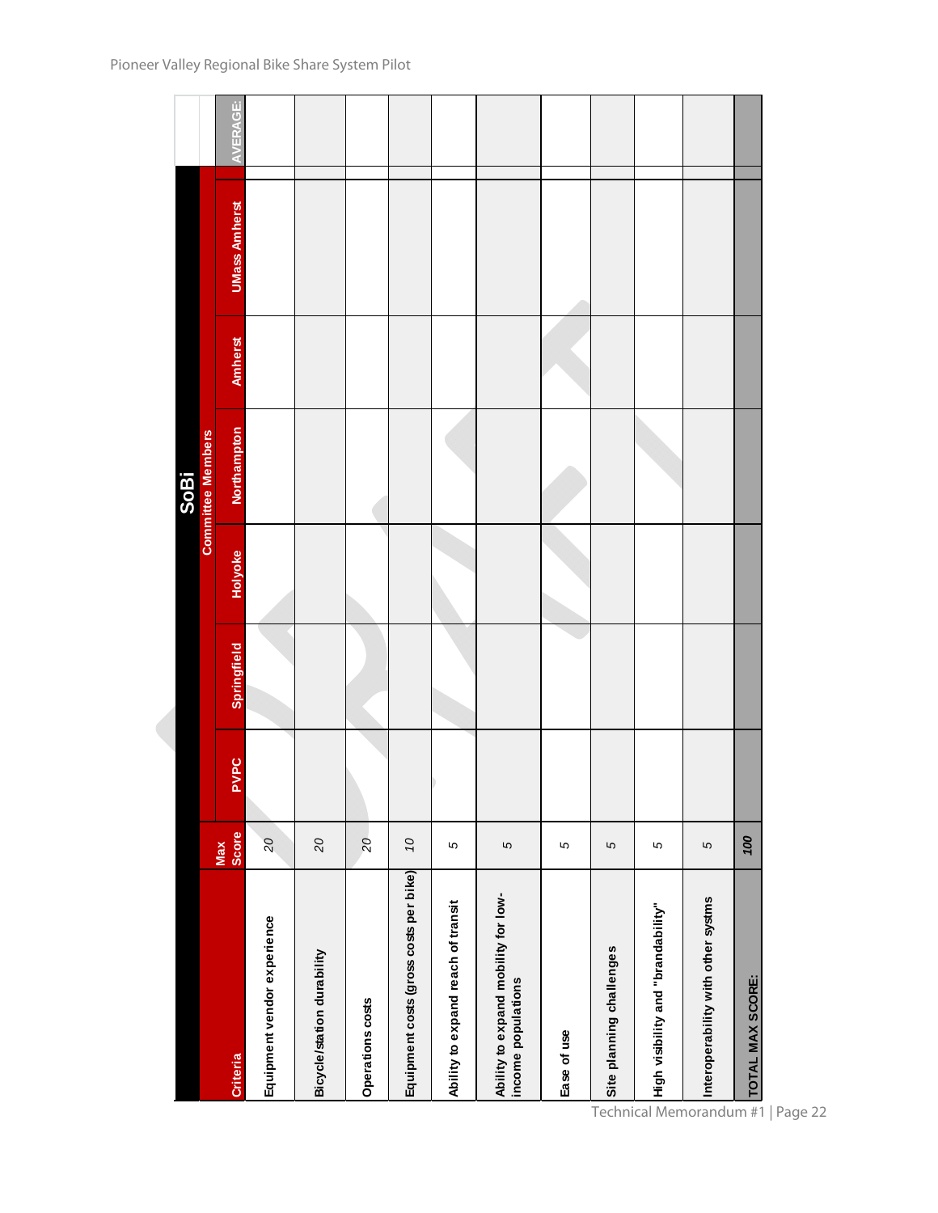| | | SoBi | | | | | | |
|---|---|---|---|---|---|---|---|---|
| | | Committee Members | | | | | | |
| Criteria | Max Score | PVPC | Springfield | Holyoke | Northampton | Amherst | UMass Amherst | AVERAGE: |
| Equipment vendor experience | *20* | | | | | | | |
| Bicycle/station durability | *20* | | | | | | | |
| Operations costs | *20* | | | | | | | |
| Equipment costs (gross costs per bike) | *10* | | | | | | | |
| Ability to expand reach of transit | *5* | | | | | | | |
| Ability to expand mobility for low-income populations | *5* | | | | | | | |
| Ease of use | *5* | | | | | | | |
| Site planning challenges | *5* | | | | | | | |
| High visibility and "brandability" | *5* | | | | | | | |
| Interoperability with other systms | *5* | | | | | | | |
| TOTAL MAX SCORE: | *100* | | | | | | | |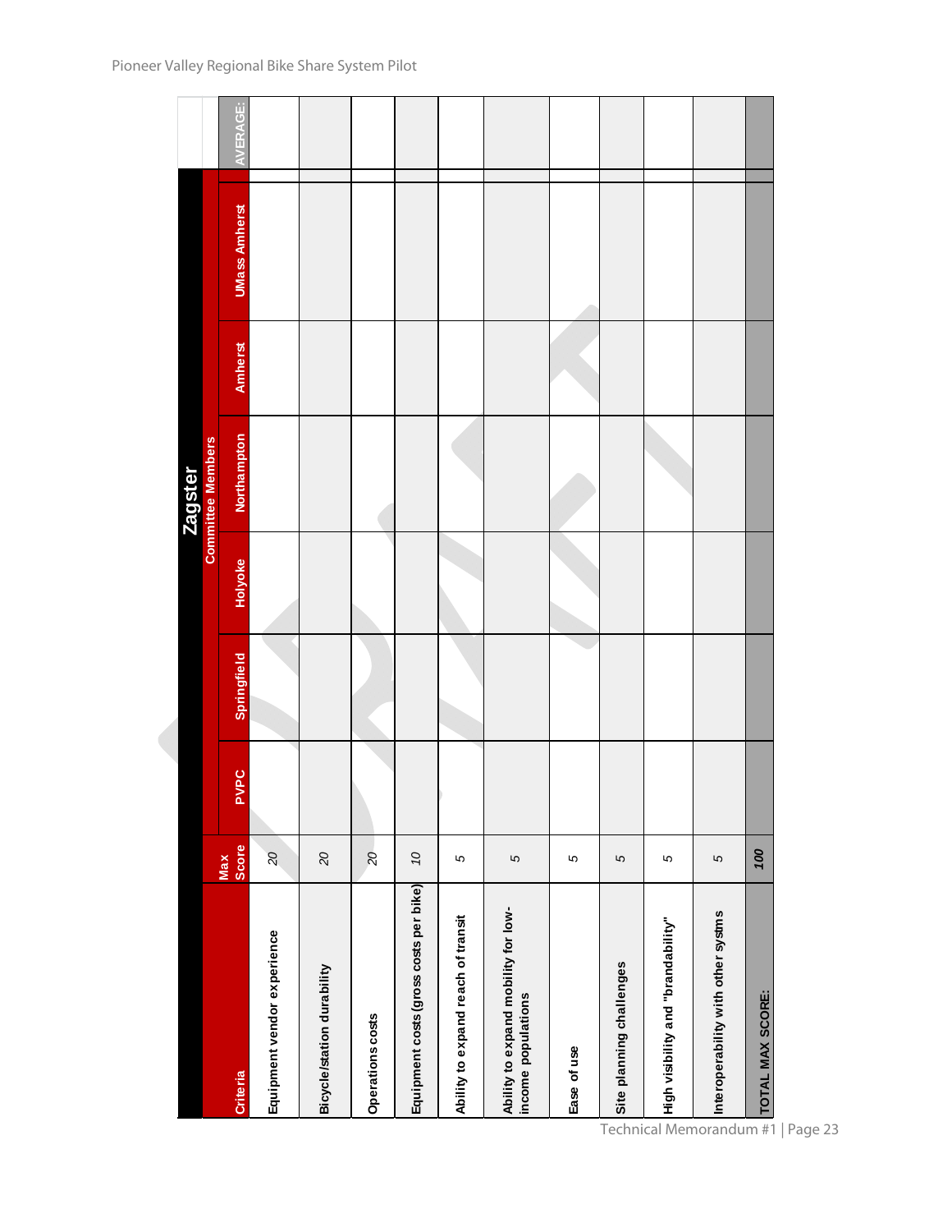| Zagster | | | | | | | | |
|---|---|---|---|---|---|---|---|---|
| | | Committee Members | | | | | | |
| Criteria | Max Score | PVPC | Springfield | Holyoke | Northampton | Amherst | UMass Amherst | AVERAGE: |
| Equipment vendor experience | *20* | | | | | | | |
| Bicycle/station durability | *20* | | | | | | | |
| Operations costs | *20* | | | | | | | |
| Equipment costs (gross costs per bike) | *10* | | | | | | | |
| Ability to expand reach of transit | *5* | | | | | | | |
| Ability to expand mobility for low-income populations | *5* | | | | | | | |
| Ease of use | *5* | | | | | | | |
| Site planning challenges | *5* | | | | | | | |
| High visibility and "brandability" | *5* | | | | | | | |
| Interoperability with other systms | *5* | | | | | | | |
| **TOTAL MAX SCORE:** | ***100*** | | | | | | | |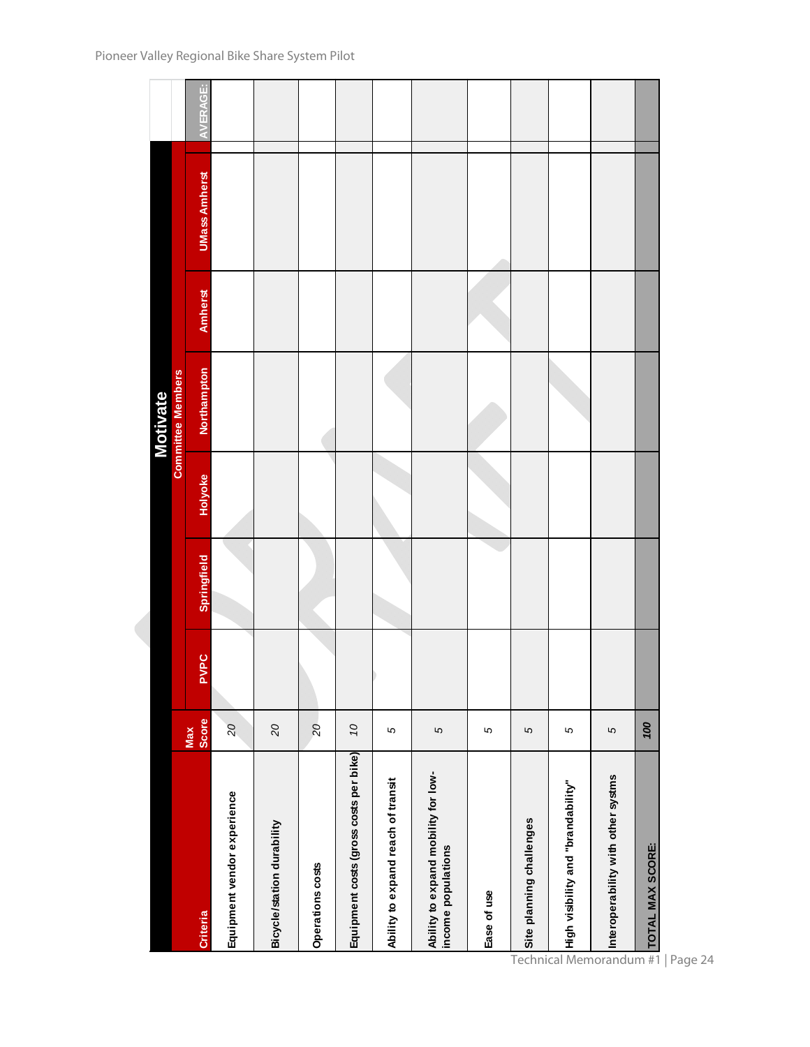| Criteria | Max Score | Motivate Committee Members | | | | | | AVERAGE: |
|---|---|---|---|---|---|---|---|---|
| | | PVPC | Springfield | Holyoke | Northampton | Amherst | UMass Amherst | |
| Equipment vendor experience | *20* | | | | | | | |
| Bicycle/station durability | *20* | | | | | | | |
| Operations costs | *20* | | | | | | | |
| Equipment costs (gross costs per bike) | *10* | | | | | | | |
| Ability to expand reach of transit | *5* | | | | | | | |
| Ability to expand mobility for low-income populations | *5* | | | | | | | |
| Ease of use | *5* | | | | | | | |
| Site planning challenges | *5* | | | | | | | |
| High visibility and "brandability" | *5* | | | | | | | |
| Interoperability with other systms | *5* | | | | | | | |
| **TOTAL MAX SCORE:** | ***100*** | | | | | | | |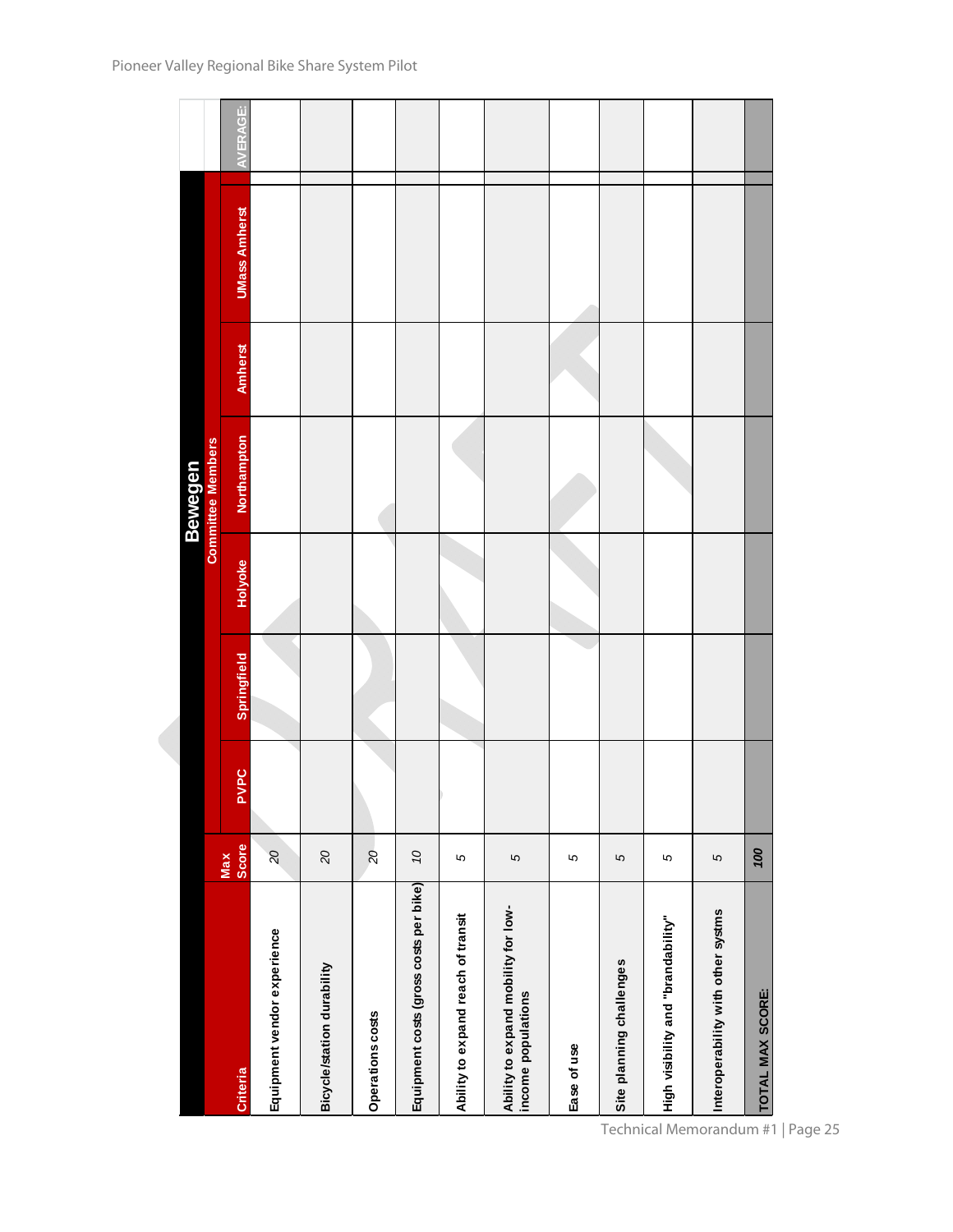| Criteria | Max Score | Bewegen | | | | | | | AVERAGE: |
|---|---|---|---|---|---|---|---|---|---|
| | | Committee Members | | | | | | | |
| | | PVPC | Springfield | Holyoke | Northampton | Amherst | UMass Amherst | | |
| Equipment vendor experience | 20 | | | | | | | | |
| Bicycle/station durability | 20 | | | | | | | | |
| Operations costs | 20 | | | | | | | | |
| Equipment costs (gross costs per bike) | 10 | | | | | | | | |
| Ability to expand reach of transit | 5 | | | | | | | | |
| Ability to expand mobility for low-income populations | 5 | | | | | | | | |
| Ease of use | 5 | | | | | | | | |
| Site planning challenges | 5 | | | | | | | | |
| High visibility and "brandability" | 5 | | | | | | | | |
| Interoperability with other systms | 5 | | | | | | | | |
| TOTAL MAX SCORE: | 100 | | | | | | | | |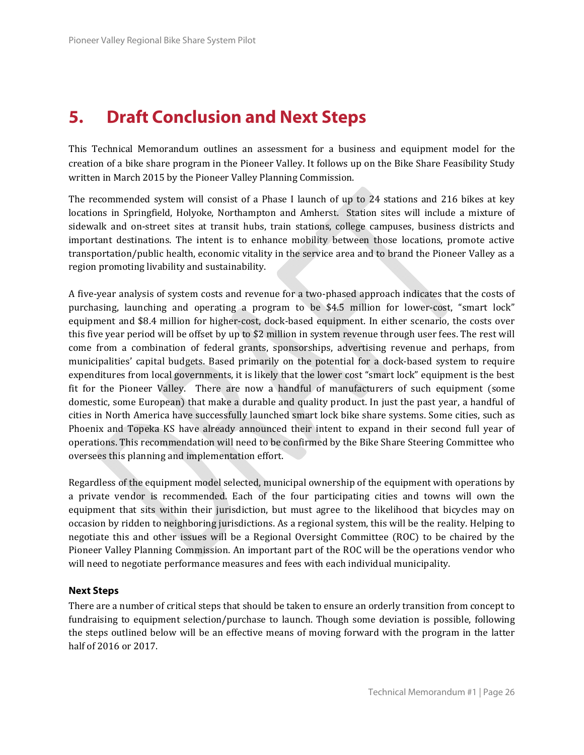# 5. Draft Conclusion and Next Steps

This Technical Memorandum outlines an assessment for a business and equipment model for the creation of a bike share program in the Pioneer Valley. It follows up on the Bike Share Feasibility Study written in March 2015 by the Pioneer Valley Planning Commission.

The recommended system will consist of a Phase I launch of up to 24 stations and 216 bikes at key locations in Springfield, Holyoke, Northampton and Amherst. Station sites will include a mixture of sidewalk and on-street sites at transit hubs, train stations, college campuses, business districts and important destinations. The intent is to enhance mobility between those locations, promote active transportation/public health, economic vitality in the service area and to brand the Pioneer Valley as a region promoting livability and sustainability.

A five-year analysis of system costs and revenue for a two-phased approach indicates that the costs of purchasing, launching and operating a program to be $4.5 million for lower-cost, "smart lock" equipment and $8.4 million for higher-cost, dock-based equipment. In either scenario, the costs over this five year period will be offset by up to $2 million in system revenue through user fees. The rest will come from a combination of federal grants, sponsorships, advertising revenue and perhaps, from municipalities' capital budgets. Based primarily on the potential for a dock-based system to require expenditures from local governments, it is likely that the lower cost "smart lock" equipment is the best fit for the Pioneer Valley. There are now a handful of manufacturers of such equipment (some domestic, some European) that make a durable and quality product. In just the past year, a handful of cities in North America have successfully launched smart lock bike share systems. Some cities, such as Phoenix and Topeka KS have already announced their intent to expand in their second full year of operations. This recommendation will need to be confirmed by the Bike Share Steering Committee who oversees this planning and implementation effort.

Regardless of the equipment model selected, municipal ownership of the equipment with operations by a private vendor is recommended. Each of the four participating cities and towns will own the equipment that sits within their jurisdiction, but must agree to the likelihood that bicycles may on occasion by ridden to neighboring jurisdictions. As a regional system, this will be the reality. Helping to negotiate this and other issues will be a Regional Oversight Committee (ROC) to be chaired by the Pioneer Valley Planning Commission. An important part of the ROC will be the operations vendor who will need to negotiate performance measures and fees with each individual municipality.

### Next Steps

There are a number of critical steps that should be taken to ensure an orderly transition from concept to fundraising to equipment selection/purchase to launch. Though some deviation is possible, following the steps outlined below will be an effective means of moving forward with the program in the latter half of 2016 or 2017.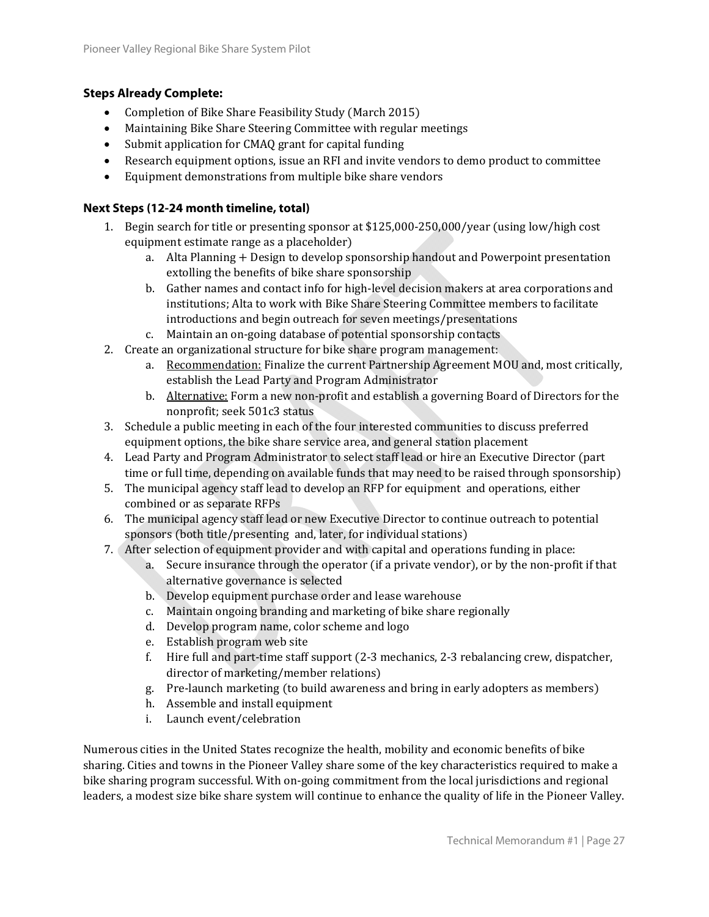### Steps Already Complete:

- Completion of Bike Share Feasibility Study (March 2015)
- Maintaining Bike Share Steering Committee with regular meetings
- Submit application for CMAQ grant for capital funding
- Research equipment options, issue an RFI and invite vendors to demo product to committee
- Equipment demonstrations from multiple bike share vendors

### Next Steps (12-24 month timeline, total)

1. Begin search for title or presenting sponsor at $125,000-250,000/year (using low/high cost equipment estimate range as a placeholder)
    a. Alta Planning + Design to develop sponsorship handout and Powerpoint presentation extolling the benefits of bike share sponsorship
    b. Gather names and contact info for high-level decision makers at area corporations and institutions; Alta to work with Bike Share Steering Committee members to facilitate introductions and begin outreach for seven meetings/presentations
    c. Maintain an on-going database of potential sponsorship contacts
2. Create an organizational structure for bike share program management:
    a. <u>Recommendation:</u> Finalize the current Partnership Agreement MOU and, most critically, establish the Lead Party and Program Administrator
    b. <u>Alternative:</u> Form a new non-profit and establish a governing Board of Directors for the nonprofit; seek 501c3 status
3. Schedule a public meeting in each of the four interested communities to discuss preferred equipment options, the bike share service area, and general station placement
4. Lead Party and Program Administrator to select staff lead or hire an Executive Director (part time or full time, depending on available funds that may need to be raised through sponsorship)
5. The municipal agency staff lead to develop an RFP for equipment and operations, either combined or as separate RFPs
6. The municipal agency staff lead or new Executive Director to continue outreach to potential sponsors (both title/presenting and, later, for individual stations)
7. After selection of equipment provider and with capital and operations funding in place:
    a. Secure insurance through the operator (if a private vendor), or by the non-profit if that alternative governance is selected
    b. Develop equipment purchase order and lease warehouse
    c. Maintain ongoing branding and marketing of bike share regionally
    d. Develop program name, color scheme and logo
    e. Establish program web site
    f. Hire full and part-time staff support (2-3 mechanics, 2-3 rebalancing crew, dispatcher, director of marketing/member relations)
    g. Pre-launch marketing (to build awareness and bring in early adopters as members)
    h. Assemble and install equipment
    i. Launch event/celebration

Numerous cities in the United States recognize the health, mobility and economic benefits of bike sharing. Cities and towns in the Pioneer Valley share some of the key characteristics required to make a bike sharing program successful. With on-going commitment from the local jurisdictions and regional leaders, a modest size bike share system will continue to enhance the quality of life in the Pioneer Valley.